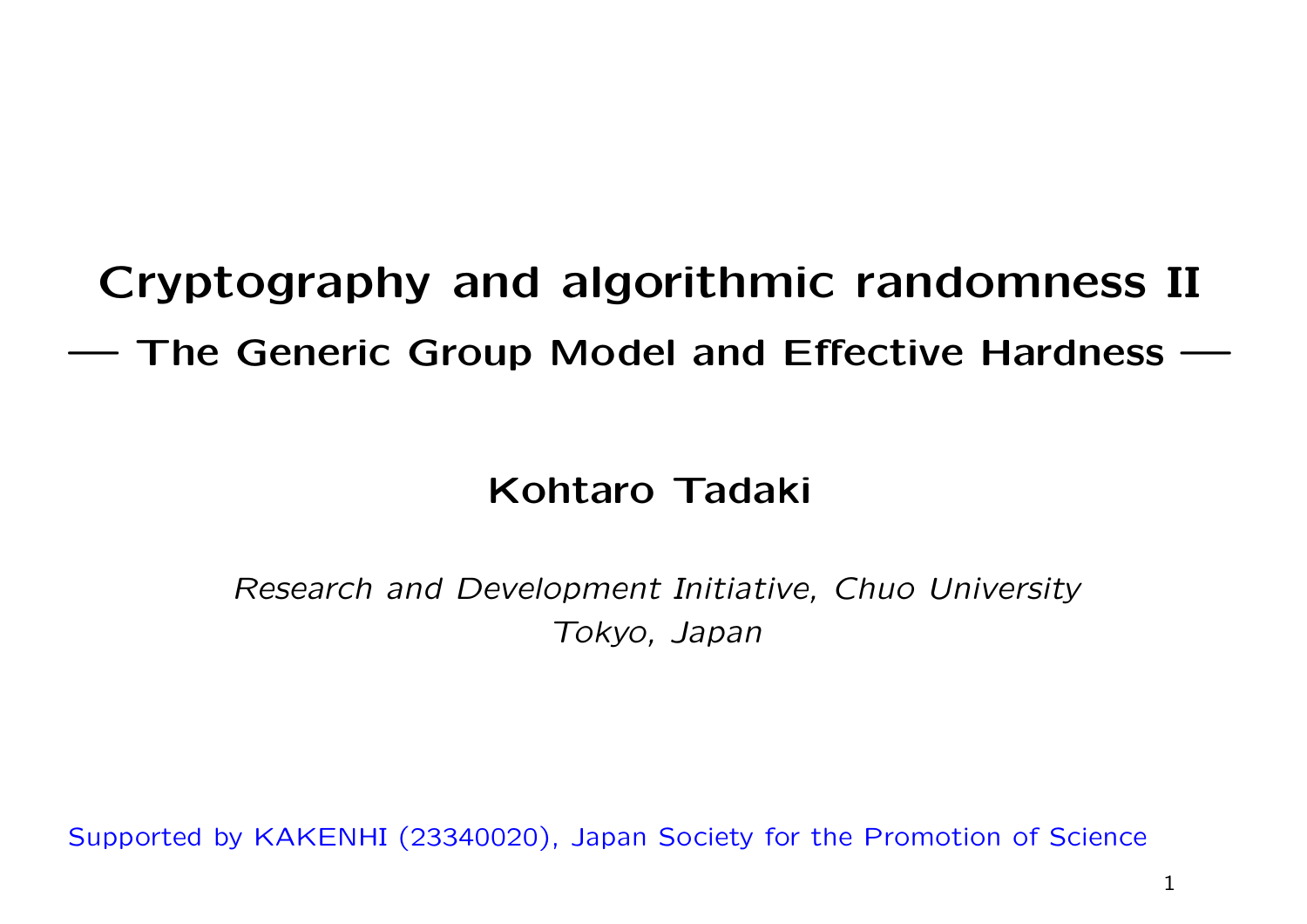# Cryptography and algorithmic randomness II

## — The Generic Group Model and Effective Hardness —

**Kohtaro Tadaki**

*Research and Development Initiative, Chuo University*
*Tokyo, Japan*

Supported by KAKENHI (23340020), Japan Society for the Promotion of Science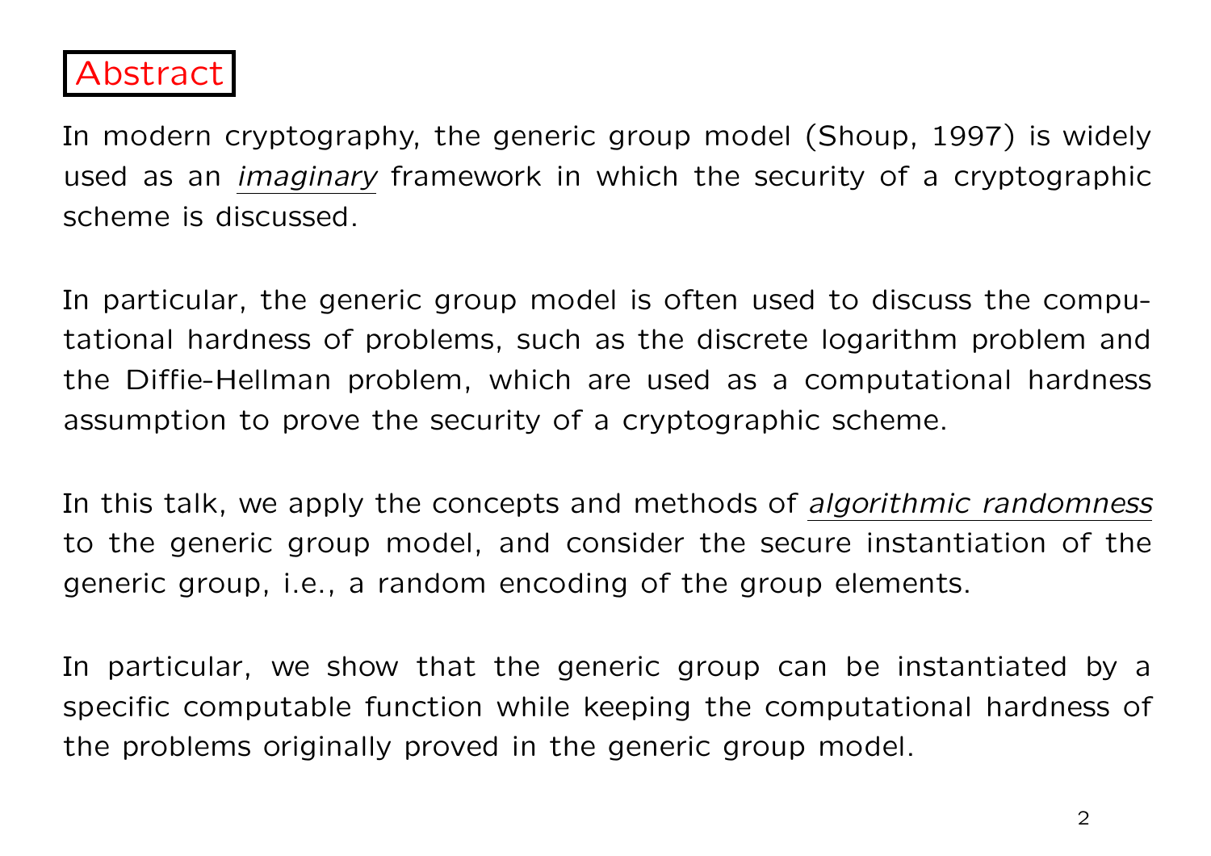## Abstract

In modern cryptography, the generic group model (Shoup, 1997) is widely used as an *imaginary* framework in which the security of a cryptographic scheme is discussed.

In particular, the generic group model is often used to discuss the computational hardness of problems, such as the discrete logarithm problem and the Diffie-Hellman problem, which are used as a computational hardness assumption to prove the security of a cryptographic scheme.

In this talk, we apply the concepts and methods of *algorithmic randomness* to the generic group model, and consider the secure instantiation of the generic group, i.e., a random encoding of the group elements.

In particular, we show that the generic group can be instantiated by a specific computable function while keeping the computational hardness of the problems originally proved in the generic group model.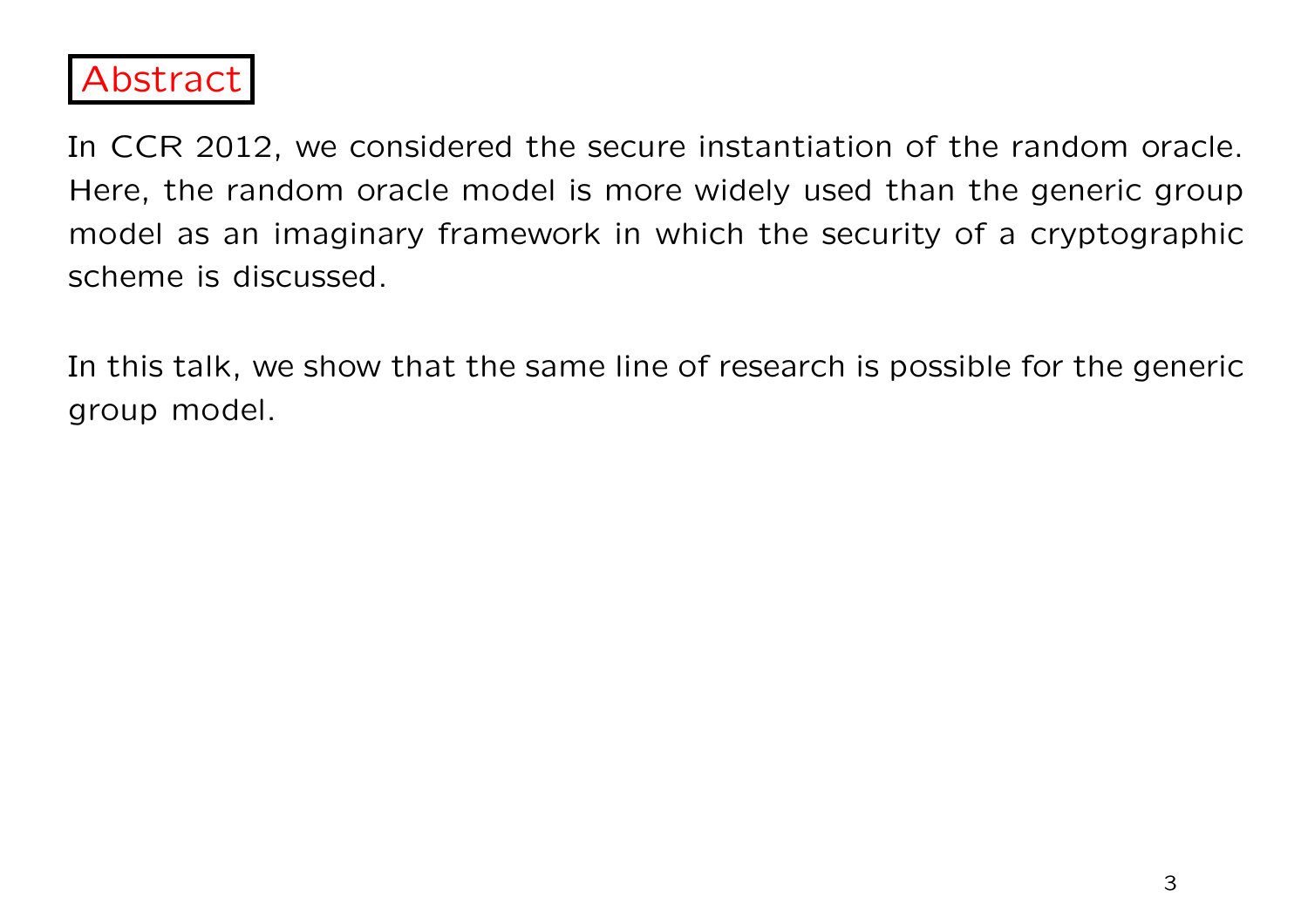# Abstract

In CCR 2012, we considered the secure instantiation of the random oracle. Here, the random oracle model is more widely used than the generic group model as an imaginary framework in which the security of a cryptographic scheme is discussed.

In this talk, we show that the same line of research is possible for the generic group model.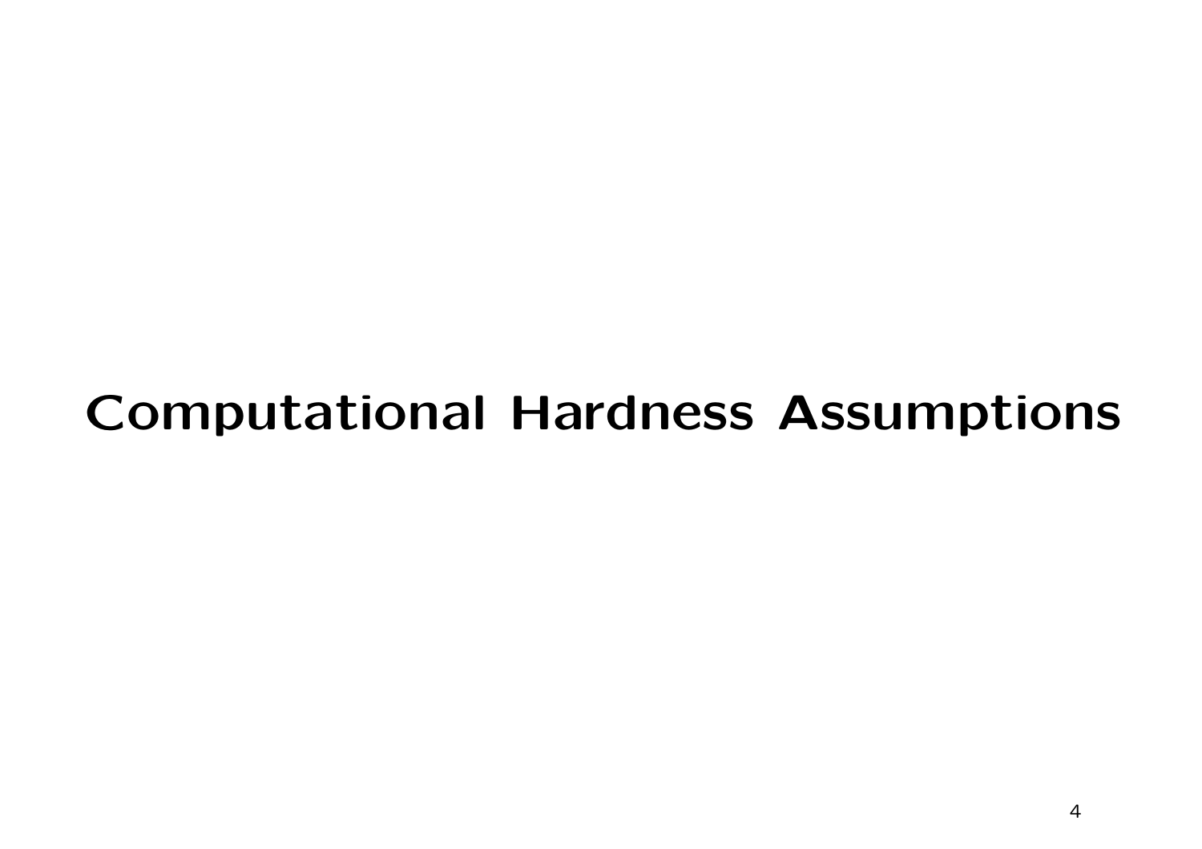# Computational Hardness Assumptions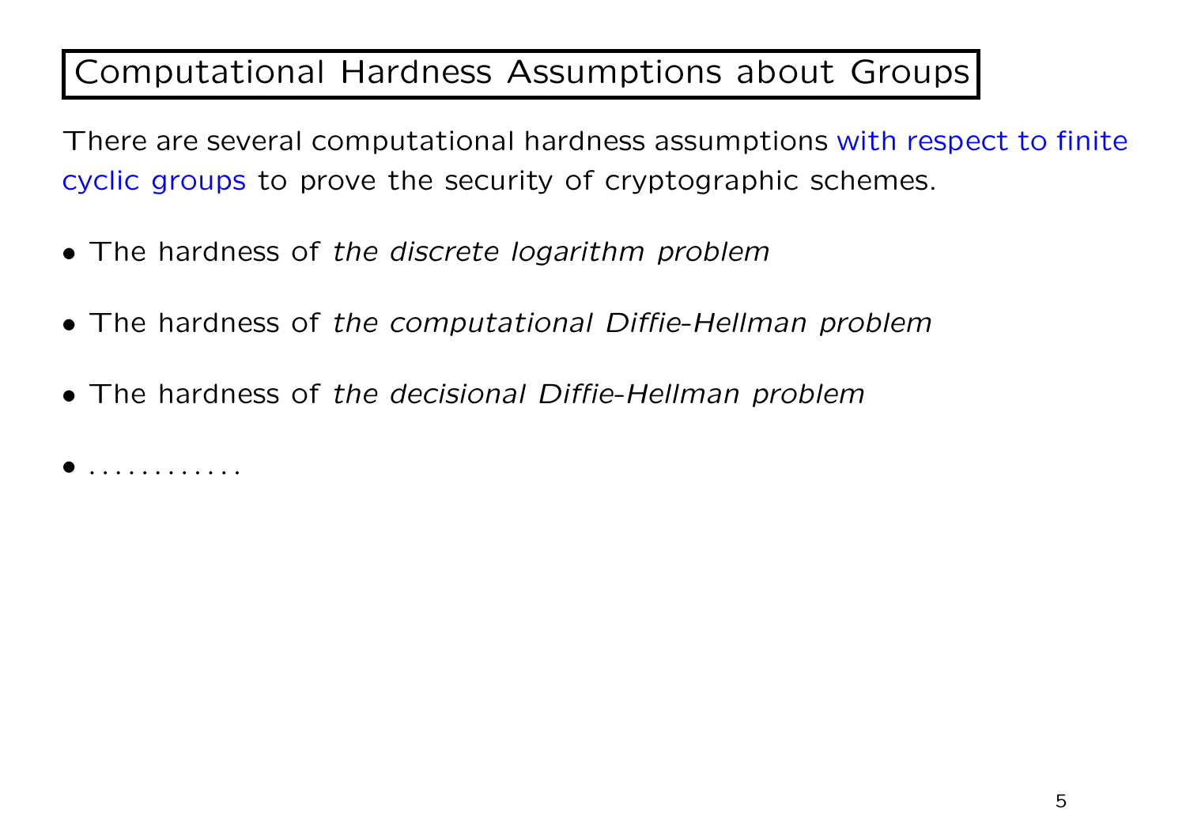# Computational Hardness Assumptions about Groups

There are several computational hardness assumptions with respect to finite cyclic groups to prove the security of cryptographic schemes.

- The hardness of *the discrete logarithm problem*
- The hardness of *the computational Diffie-Hellman problem*
- The hardness of *the decisional Diffie-Hellman problem*
- ............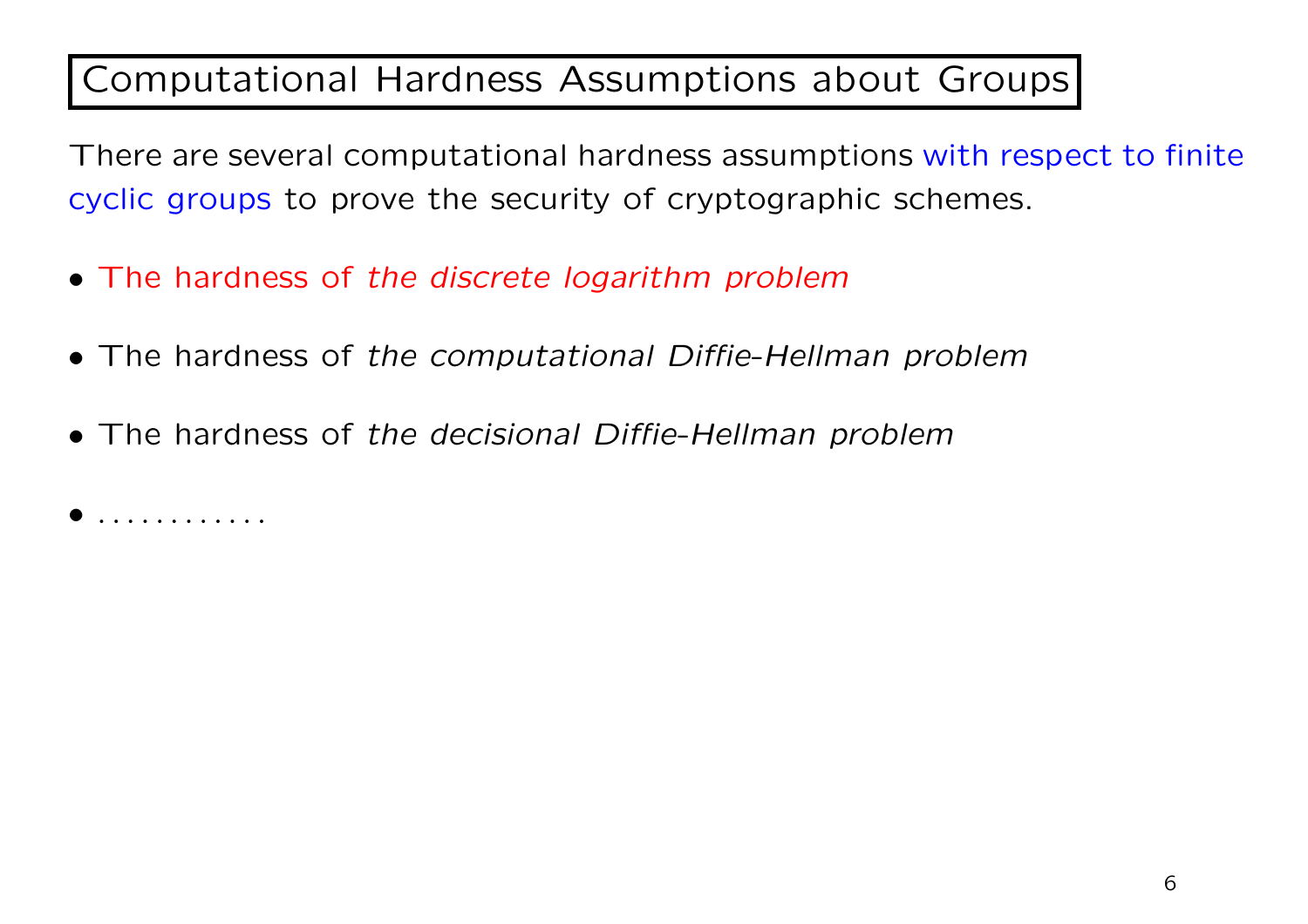# Computational Hardness Assumptions about Groups

There are several computational hardness assumptions with respect to finite cyclic groups to prove the security of cryptographic schemes.

- The hardness of *the discrete logarithm problem*
- The hardness of *the computational Diffie-Hellman problem*
- The hardness of *the decisional Diffie-Hellman problem*
- ............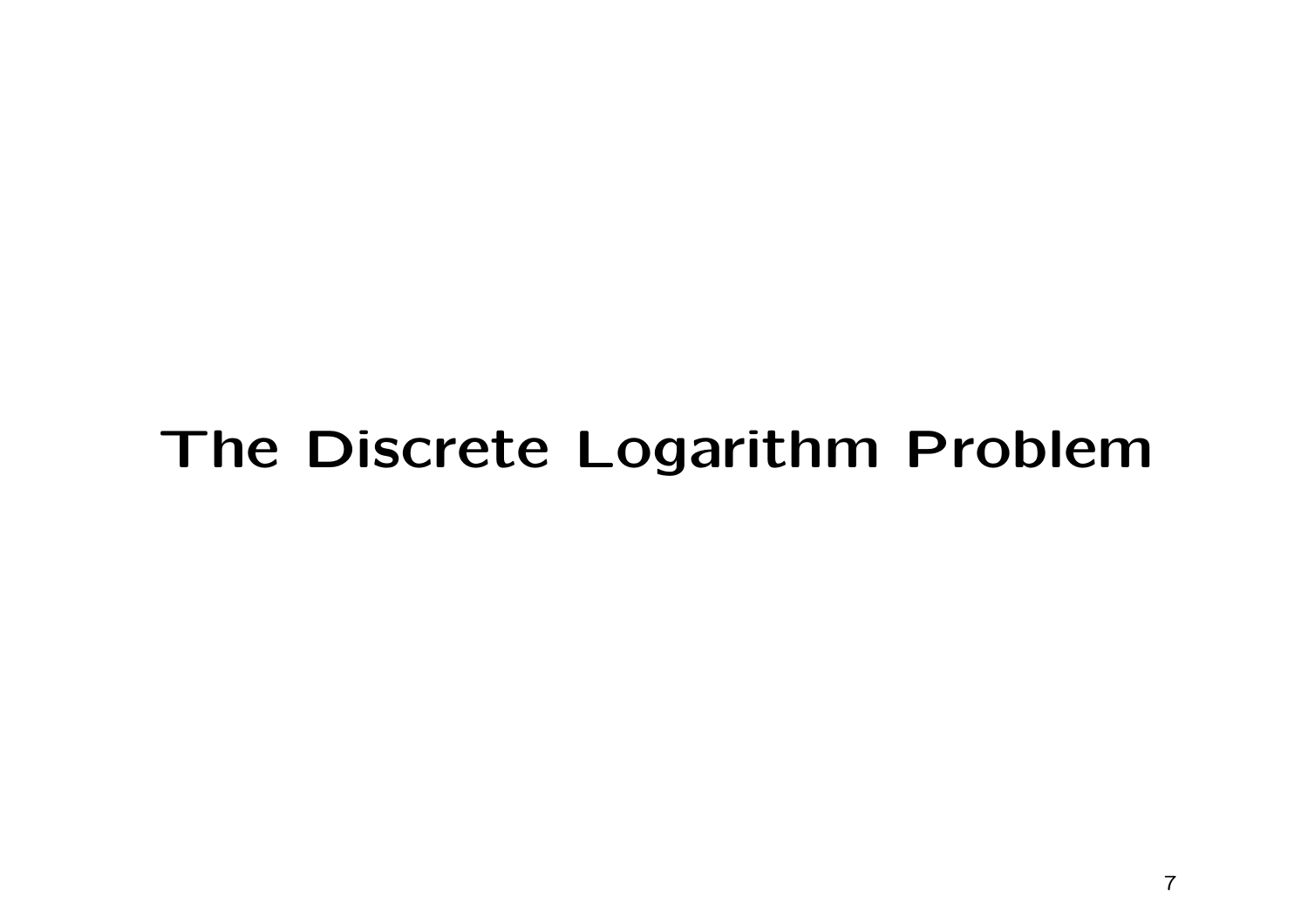# The Discrete Logarithm Problem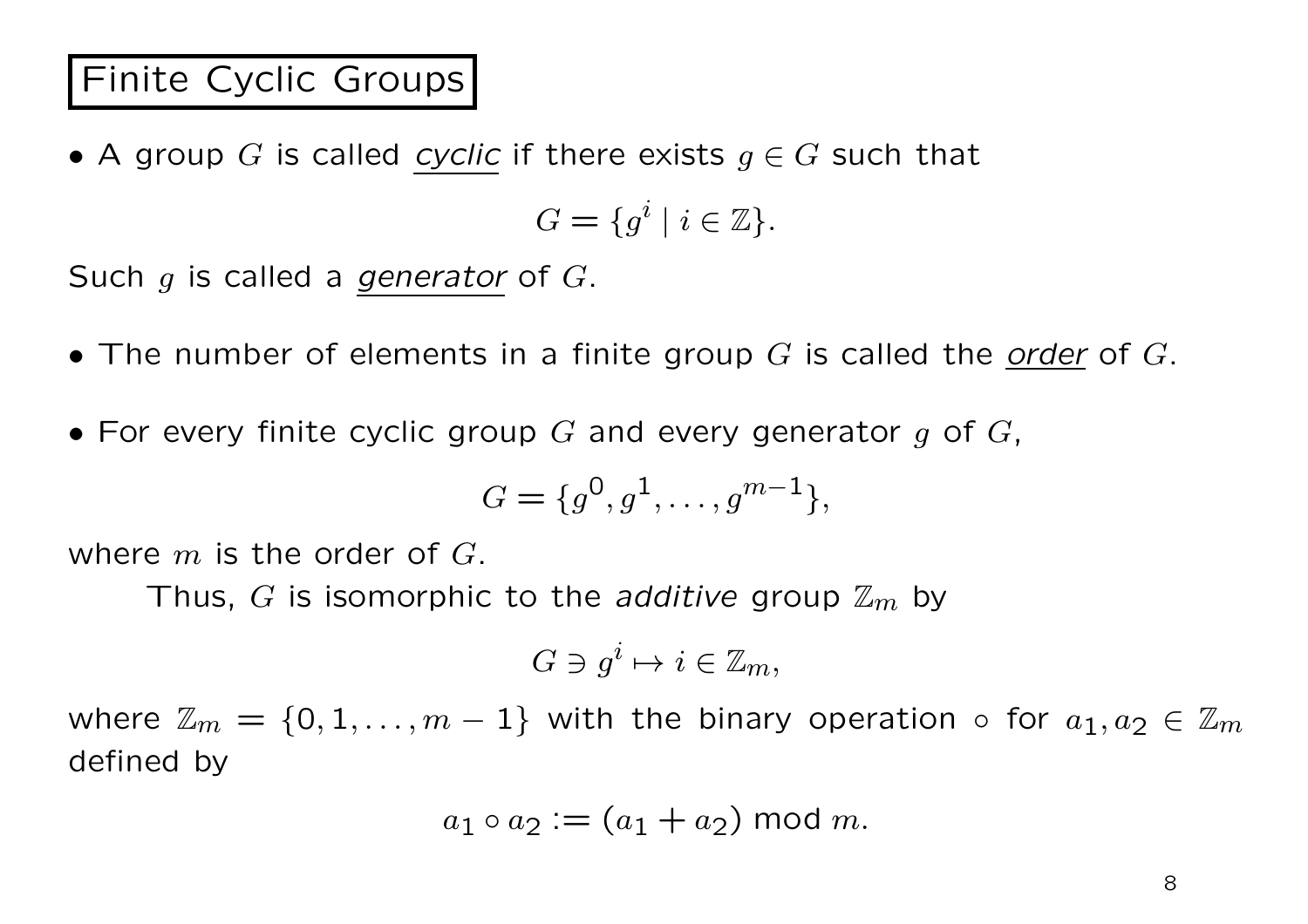# Finite Cyclic Groups

- A group $G$ is called *cyclic* if there exists $g \in G$ such that

$$G = \{g^i \mid i \in \mathbb{Z}\}.$$

Such $g$ is called a *generator* of $G$.

- The number of elements in a finite group $G$ is called the *order* of $G$.

- For every finite cyclic group $G$ and every generator $g$ of $G$,

$$G = \{g^0, g^1, \ldots, g^{m-1}\},$$

where $m$ is the order of $G$.

Thus, $G$ is isomorphic to the *additive* group $\mathbb{Z}_m$ by

$$G \ni g^i \mapsto i \in \mathbb{Z}_m,$$

where $\mathbb{Z}_m = \{0, 1, \ldots, m-1\}$ with the binary operation $\circ$ for $a_1, a_2 \in \mathbb{Z}_m$ defined by

$$a_1 \circ a_2 := (a_1 + a_2) \bmod m.$$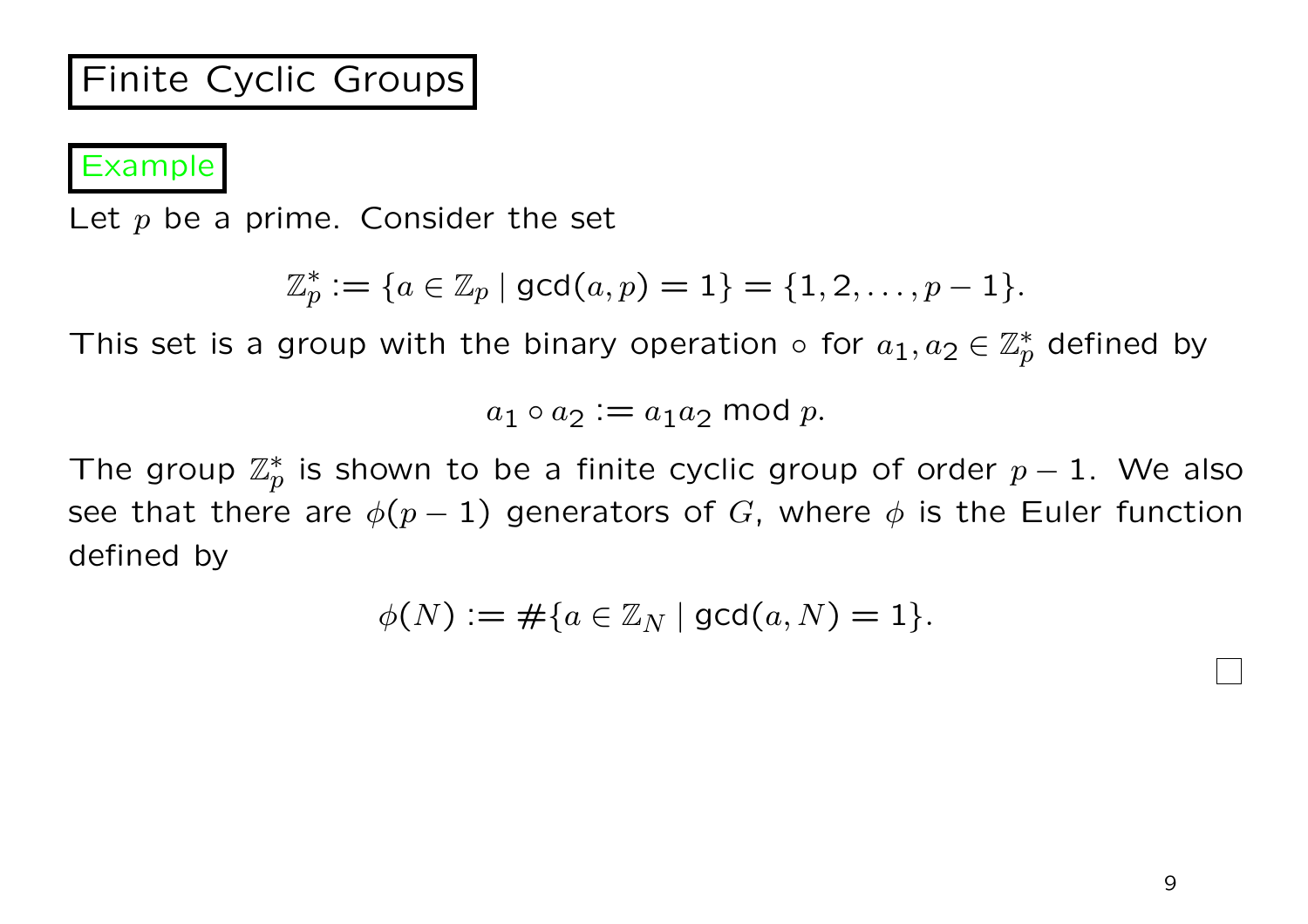# Finite Cyclic Groups

**Example**

Let $p$ be a prime. Consider the set

$$\mathbb{Z}_p^* := \{a \in \mathbb{Z}_p \mid \gcd(a, p) = 1\} = \{1, 2, \ldots, p-1\}.$$

This set is a group with the binary operation $\circ$ for $a_1, a_2 \in \mathbb{Z}_p^*$ defined by

$$a_1 \circ a_2 := a_1 a_2 \bmod p.$$

The group $\mathbb{Z}_p^*$ is shown to be a finite cyclic group of order $p-1$. We also see that there are $\phi(p-1)$ generators of $G$, where $\phi$ is the Euler function defined by

$$\phi(N) := \#\{a \in \mathbb{Z}_N \mid \gcd(a, N) = 1\}.$$

□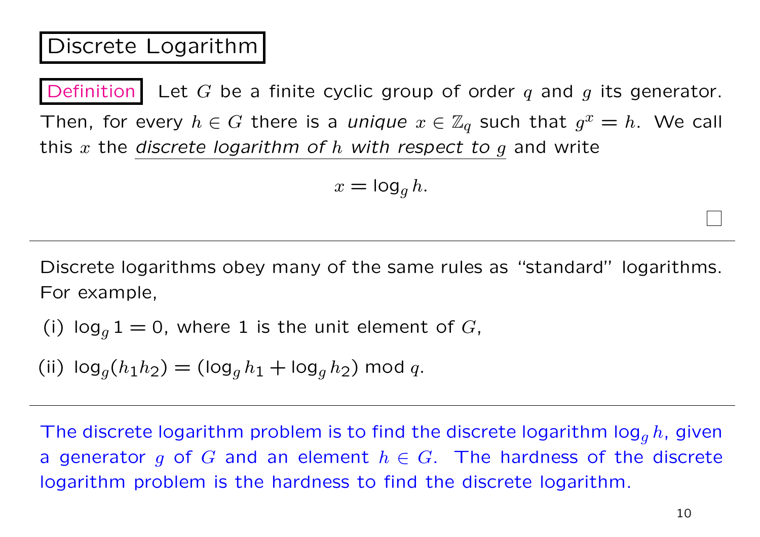## Discrete Logarithm

**Definition** Let $G$ be a finite cyclic group of order $q$ and $g$ its generator. Then, for every $h \in G$ there is a *unique* $x \in \mathbb{Z}_q$ such that $g^x = h$. We call this $x$ the *discrete logarithm of $h$ with respect to $g$* and write

$$x = \log_g h.$$

□

---

Discrete logarithms obey many of the same rules as "standard" logarithms. For example,

(i) $\log_g 1 = 0$, where 1 is the unit element of $G$,

(ii) $\log_g(h_1 h_2) = (\log_g h_1 + \log_g h_2) \bmod q$.

---

The discrete logarithm problem is to find the discrete logarithm $\log_g h$, given a generator $g$ of $G$ and an element $h \in G$. The hardness of the discrete logarithm problem is the hardness to find the discrete logarithm.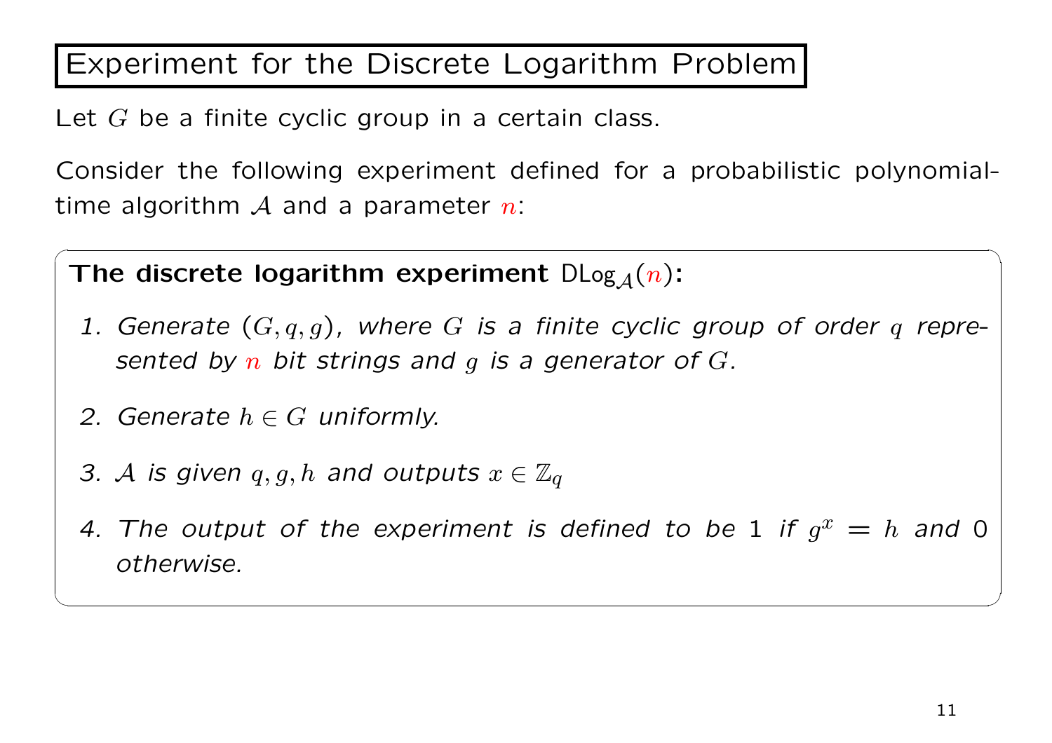# Experiment for the Discrete Logarithm Problem

Let $G$ be a finite cyclic group in a certain class.

Consider the following experiment defined for a probabilistic polynomial-time algorithm $\mathcal{A}$ and a parameter $n$:

**The discrete logarithm experiment** $\mathsf{DLog}_{\mathcal{A}}(n)$**:**

1. *Generate* $(G, q, g)$*, where* $G$ *is a finite cyclic group of order* $q$ *represented by* $n$ *bit strings and* $g$ *is a generator of* $G$*.*

2. *Generate* $h \in G$ *uniformly.*

3. $\mathcal{A}$ *is given* $q, g, h$ *and outputs* $x \in \mathbb{Z}_q$

4. *The output of the experiment is defined to be* 1 *if* $g^x = h$ *and* 0 *otherwise.*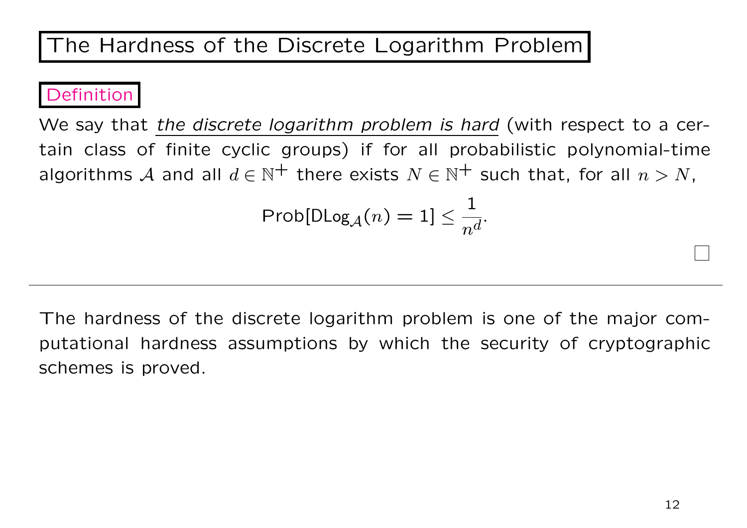# The Hardness of the Discrete Logarithm Problem

**Definition**

We say that *the discrete logarithm problem is hard* (with respect to a certain class of finite cyclic groups) if for all probabilistic polynomial-time algorithms $\mathcal{A}$ and all $d \in \mathbb{N}^+$ there exists $N \in \mathbb{N}^+$ such that, for all $n > N$,

$$\text{Prob}[\mathsf{DLog}_{\mathcal{A}}(n) = 1] \leq \frac{1}{n^d}.$$

□

---

The hardness of the discrete logarithm problem is one of the major computational hardness assumptions by which the security of cryptographic schemes is proved.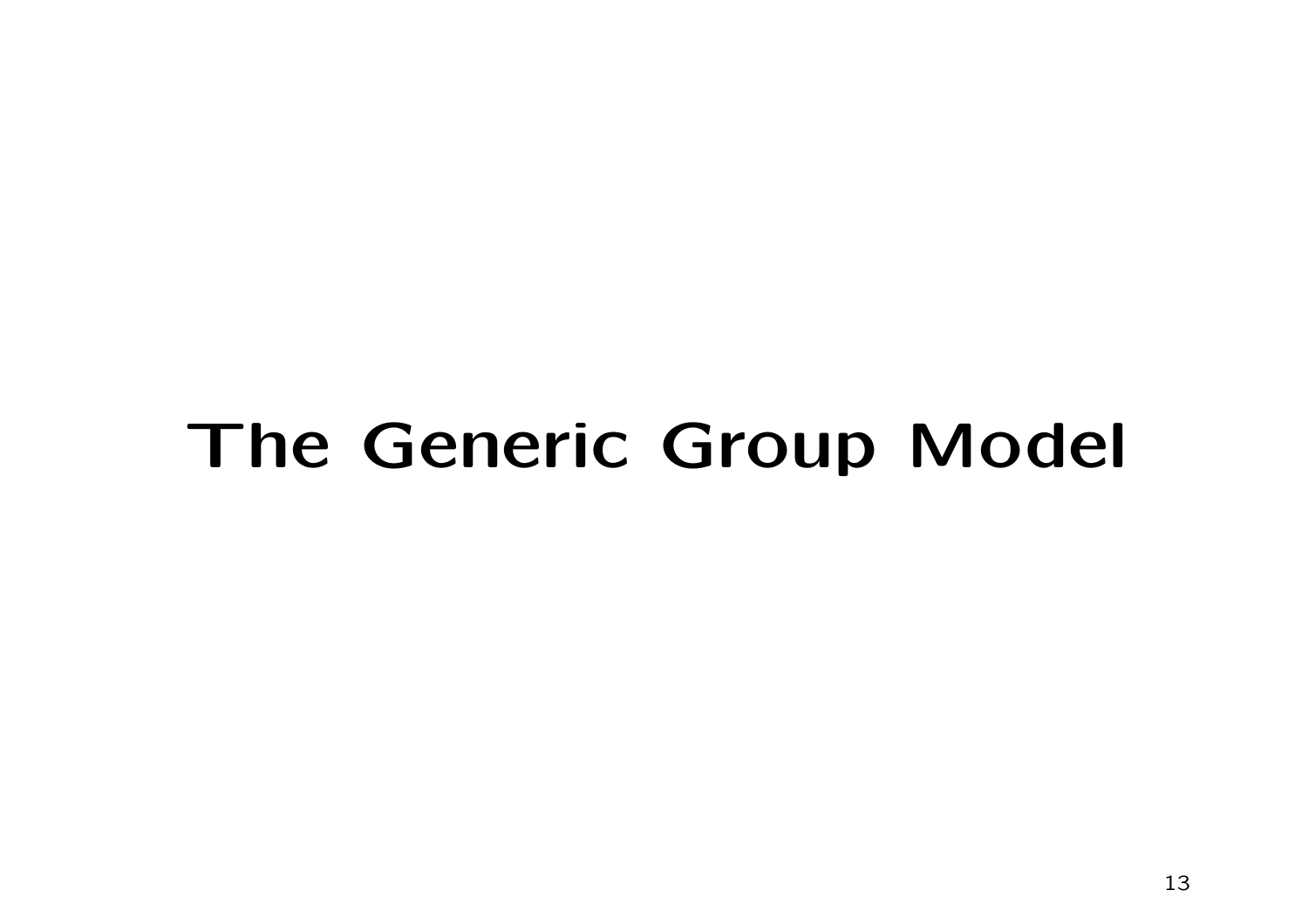# The Generic Group Model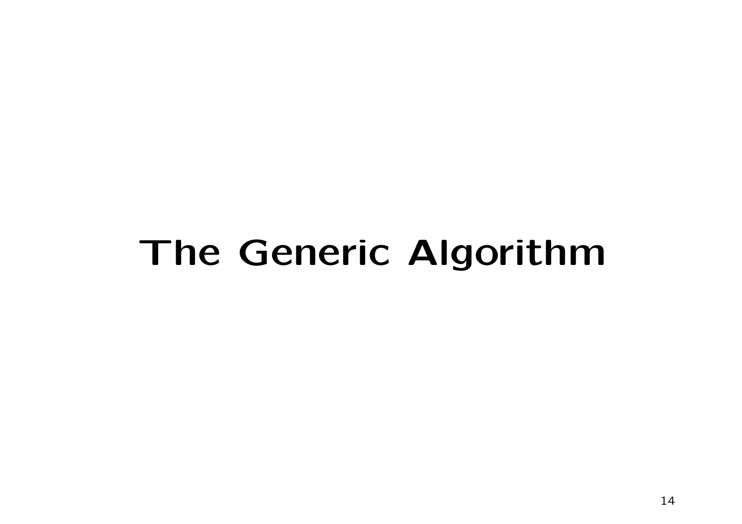# The Generic Algorithm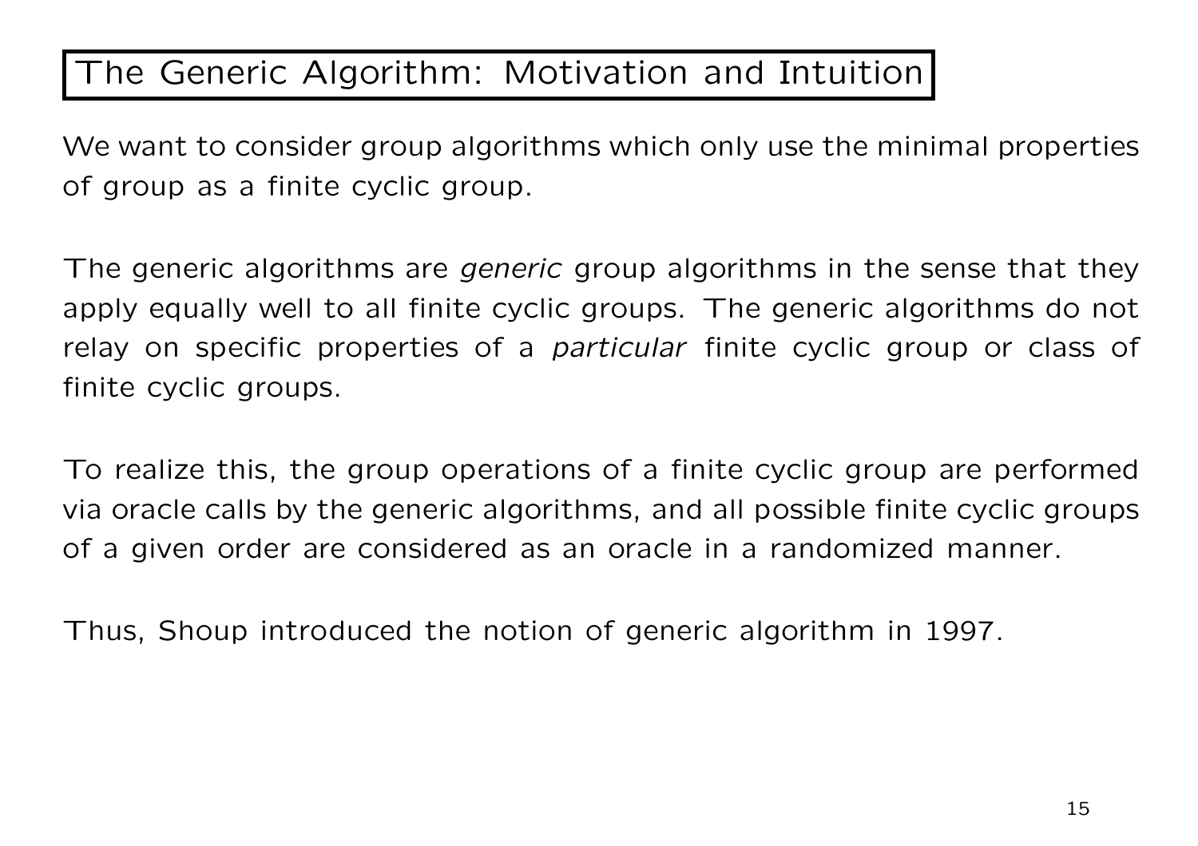# The Generic Algorithm: Motivation and Intuition

We want to consider group algorithms which only use the minimal properties of group as a finite cyclic group.

The generic algorithms are *generic* group algorithms in the sense that they apply equally well to all finite cyclic groups. The generic algorithms do not relay on specific properties of a *particular* finite cyclic group or class of finite cyclic groups.

To realize this, the group operations of a finite cyclic group are performed via oracle calls by the generic algorithms, and all possible finite cyclic groups of a given order are considered as an oracle in a randomized manner.

Thus, Shoup introduced the notion of generic algorithm in 1997.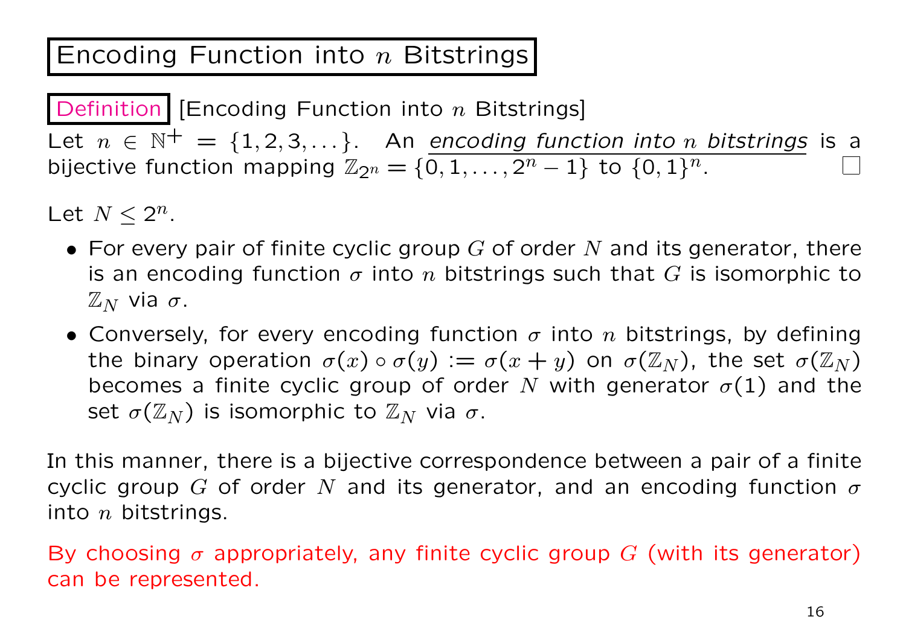# Encoding Function into $n$ Bitstrings

**Definition** [Encoding Function into $n$ Bitstrings]

Let $n \in \mathbb{N}^+ = \{1, 2, 3, \ldots\}$. An *encoding function into $n$ bitstrings* is a bijective function mapping $\mathbb{Z}_{2^n} = \{0, 1, \ldots, 2^n - 1\}$ to $\{0, 1\}^n$. □

Let $N \le 2^n$.

- For every pair of finite cyclic group $G$ of order $N$ and its generator, there is an encoding function $\sigma$ into $n$ bitstrings such that $G$ is isomorphic to $\mathbb{Z}_N$ via $\sigma$.
- Conversely, for every encoding function $\sigma$ into $n$ bitstrings, by defining the binary operation $\sigma(x) \circ \sigma(y) := \sigma(x + y)$ on $\sigma(\mathbb{Z}_N)$, the set $\sigma(\mathbb{Z}_N)$ becomes a finite cyclic group of order $N$ with generator $\sigma(1)$ and the set $\sigma(\mathbb{Z}_N)$ is isomorphic to $\mathbb{Z}_N$ via $\sigma$.

In this manner, there is a bijective correspondence between a pair of a finite cyclic group $G$ of order $N$ and its generator, and an encoding function $\sigma$ into $n$ bitstrings.

By choosing $\sigma$ appropriately, any finite cyclic group $G$ (with its generator) can be represented.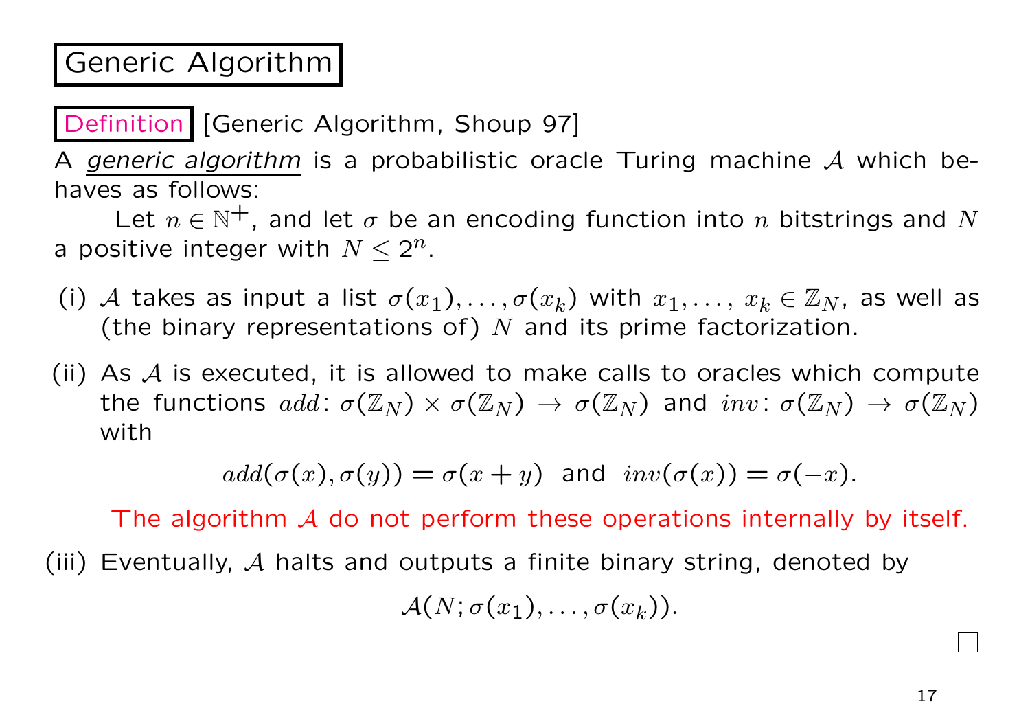# Generic Algorithm

**Definition** [Generic Algorithm, Shoup 97]

A *generic algorithm* is a probabilistic oracle Turing machine $\mathcal{A}$ which behaves as follows:

Let $n \in \mathbb{N}^+$, and let $\sigma$ be an encoding function into $n$ bitstrings and $N$ a positive integer with $N \leq 2^n$.

(i) $\mathcal{A}$ takes as input a list $\sigma(x_1), \ldots, \sigma(x_k)$ with $x_1, \ldots, x_k \in \mathbb{Z}_N$, as well as (the binary representations of) $N$ and its prime factorization.

(ii) As $\mathcal{A}$ is executed, it is allowed to make calls to oracles which compute the functions $add\colon \sigma(\mathbb{Z}_N) \times \sigma(\mathbb{Z}_N) \to \sigma(\mathbb{Z}_N)$ and $inv\colon \sigma(\mathbb{Z}_N) \to \sigma(\mathbb{Z}_N)$ with

$$add(\sigma(x), \sigma(y)) = \sigma(x + y) \text{ and } inv(\sigma(x)) = \sigma(-x).$$

The algorithm $\mathcal{A}$ do not perform these operations internally by itself.

(iii) Eventually, $\mathcal{A}$ halts and outputs a finite binary string, denoted by

$$\mathcal{A}(N; \sigma(x_1), \ldots, \sigma(x_k)).$$

□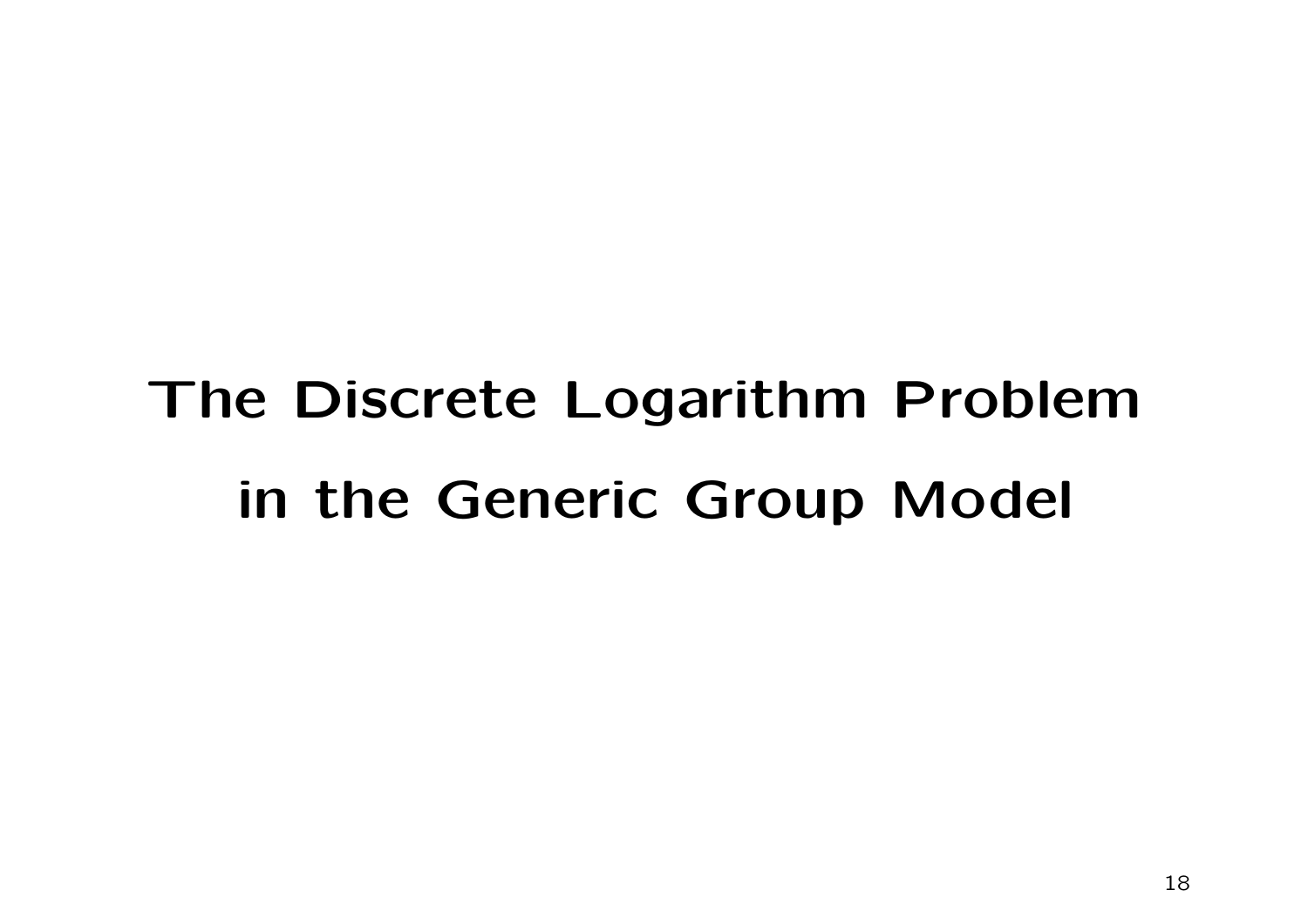# The Discrete Logarithm Problem in the Generic Group Model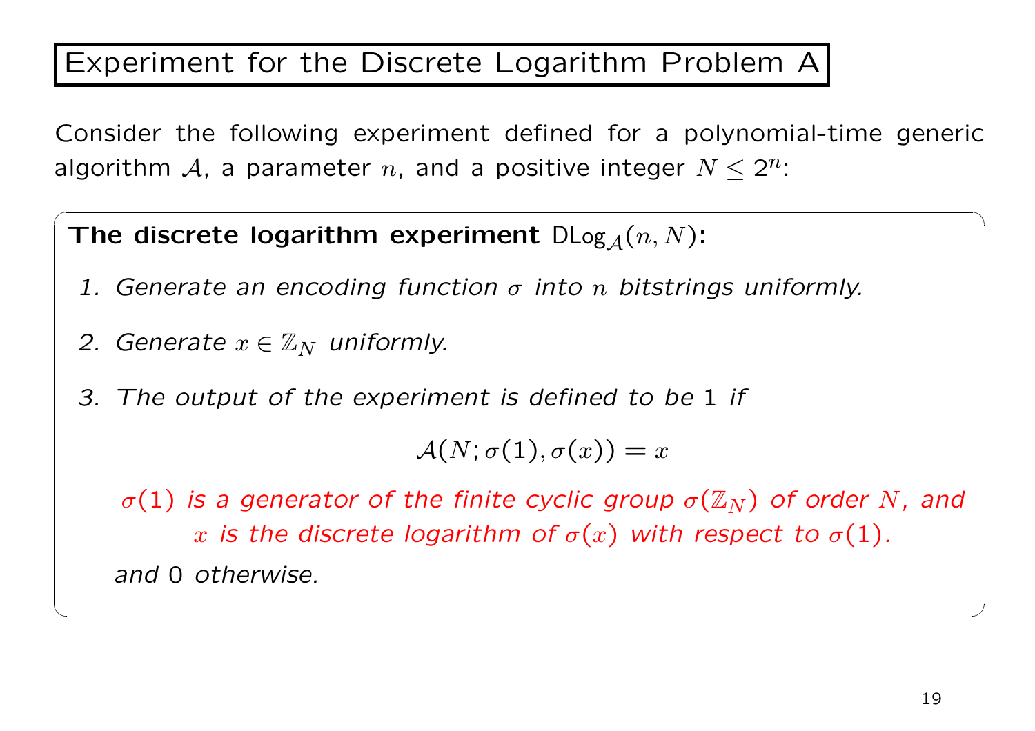# Experiment for the Discrete Logarithm Problem A

Consider the following experiment defined for a polynomial-time generic algorithm $\mathcal{A}$, a parameter $n$, and a positive integer $N \leq 2^n$:

**The discrete logarithm experiment** $\mathsf{DLog}_{\mathcal{A}}(n, N)$**:**

1. *Generate an encoding function $\sigma$ into $n$ bitstrings uniformly.*
2. *Generate $x \in \mathbb{Z}_N$ uniformly.*
3. *The output of the experiment is defined to be* 1 *if*

$$\mathcal{A}(N; \sigma(1), \sigma(x)) = x$$

*$\sigma(1)$ is a generator of the finite cyclic group $\sigma(\mathbb{Z}_N)$ of order $N$, and $x$ is the discrete logarithm of $\sigma(x)$ with respect to $\sigma(1)$.*

*and* 0 *otherwise.*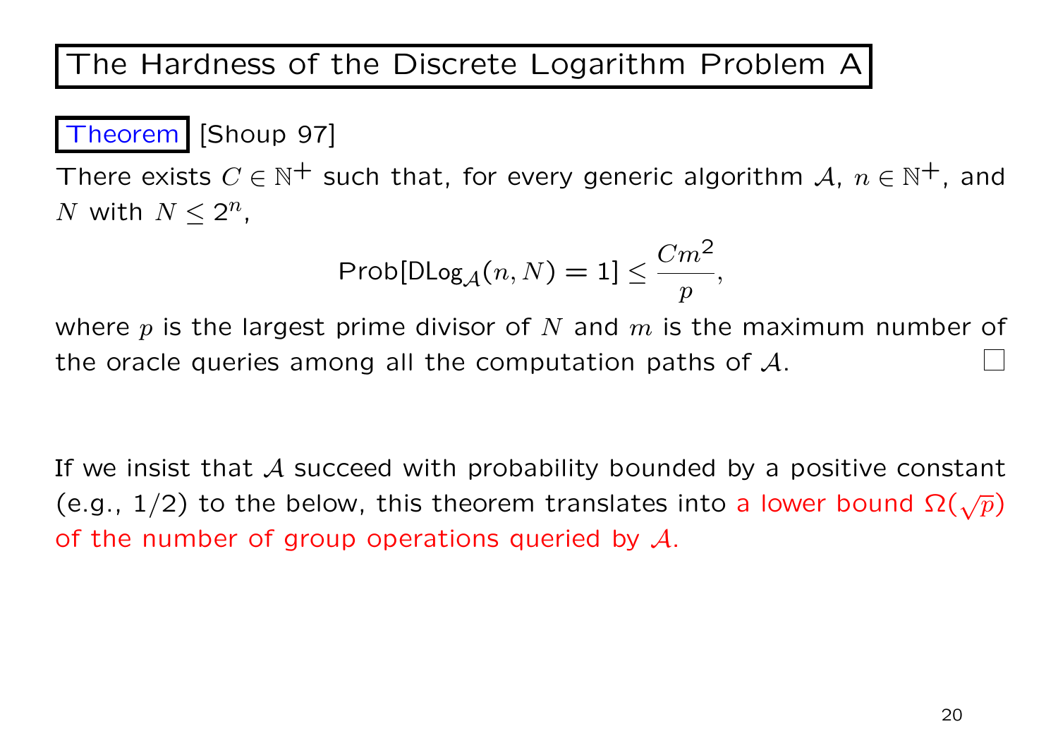# The Hardness of the Discrete Logarithm Problem A

**Theorem** [Shoup 97]

There exists $C \in \mathbb{N}^+$ such that, for every generic algorithm $\mathcal{A}$, $n \in \mathbb{N}^+$, and $N$ with $N \leq 2^n$,

$$\text{Prob}[\text{DLog}_{\mathcal{A}}(n, N) = 1] \leq \frac{Cm^2}{p},$$

where $p$ is the largest prime divisor of $N$ and $m$ is the maximum number of the oracle queries among all the computation paths of $\mathcal{A}$. □

If we insist that $\mathcal{A}$ succeed with probability bounded by a positive constant (e.g., 1/2) to the below, this theorem translates into a lower bound $\Omega(\sqrt{p})$ of the number of group operations queried by $\mathcal{A}$.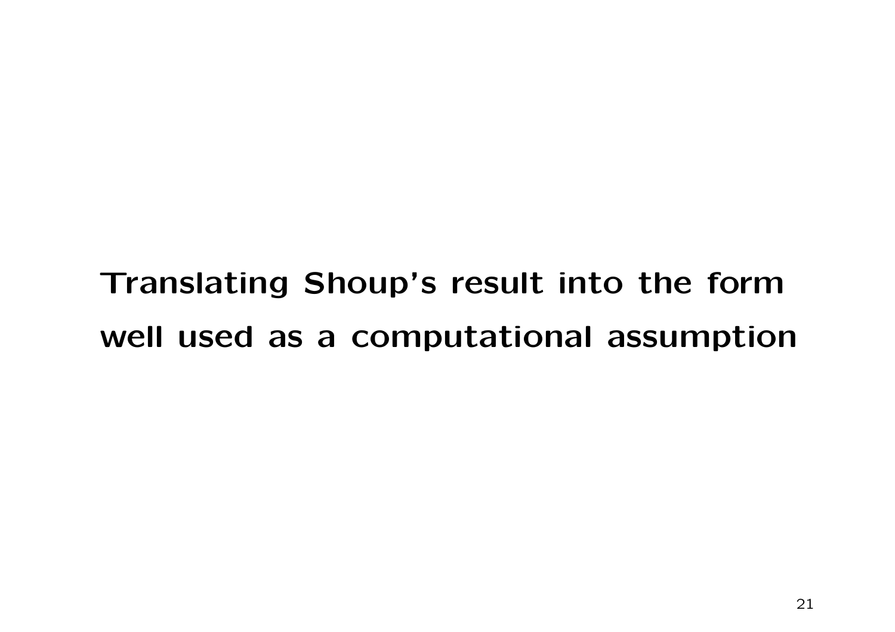## Translating Shoup's result into the form well used as a computational assumption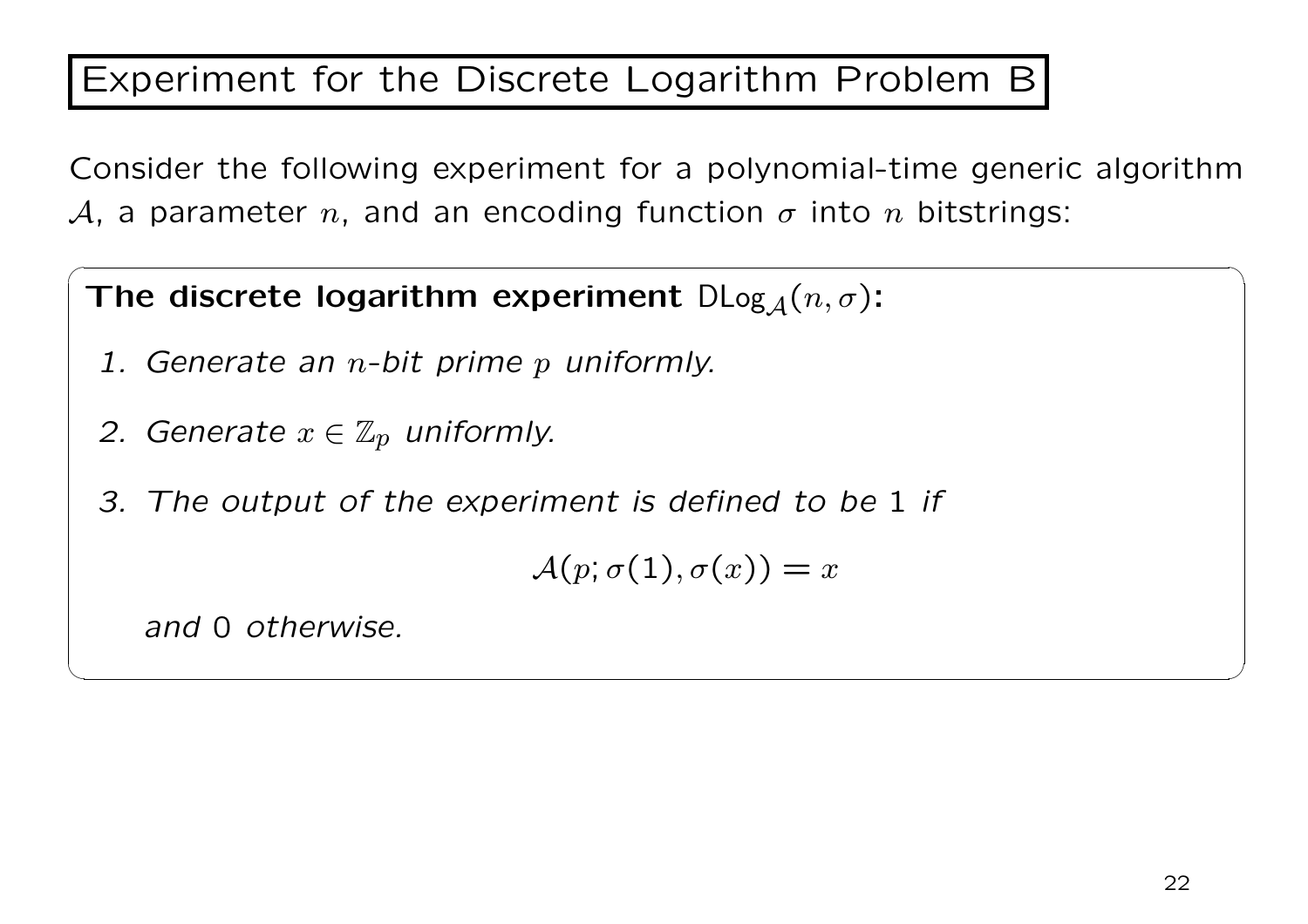# Experiment for the Discrete Logarithm Problem B

Consider the following experiment for a polynomial-time generic algorithm $\mathcal{A}$, a parameter $n$, and an encoding function $\sigma$ into $n$ bitstrings:

**The discrete logarithm experiment** $\mathsf{DLog}_{\mathcal{A}}(n, \sigma)$**:**

1. *Generate an $n$-bit prime $p$ uniformly.*
2. *Generate $x \in \mathbb{Z}_p$ uniformly.*
3. *The output of the experiment is defined to be 1 if*

$$\mathcal{A}(p; \sigma(1), \sigma(x)) = x$$

*and 0 otherwise.*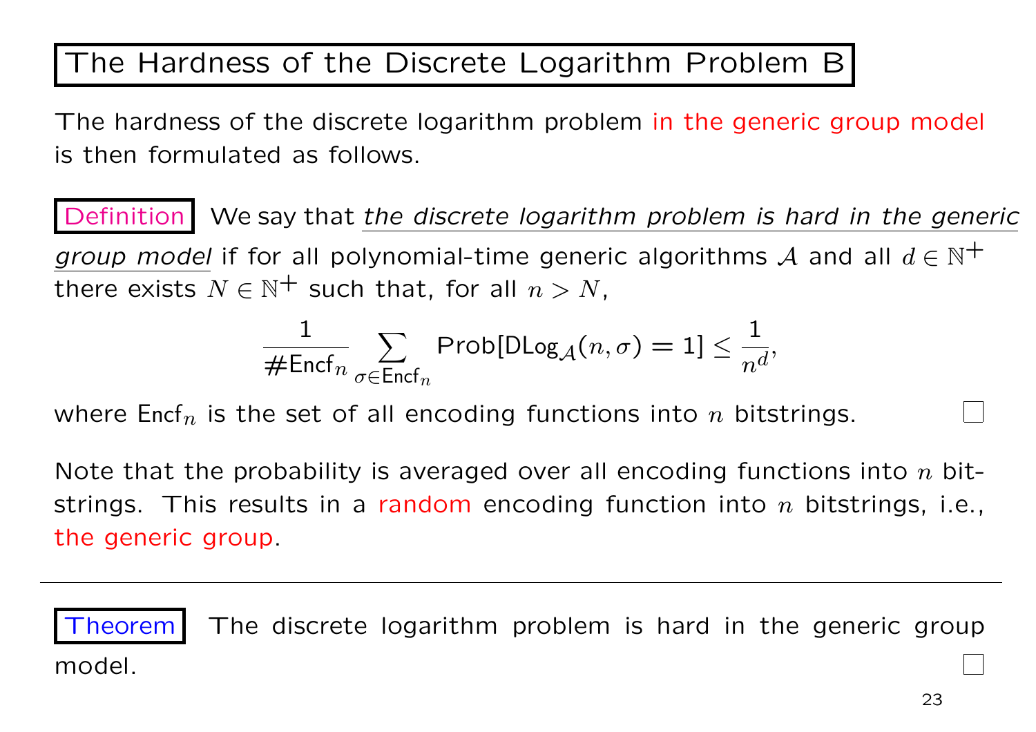# The Hardness of the Discrete Logarithm Problem B

The hardness of the discrete logarithm problem in the generic group model is then formulated as follows.

**Definition** We say that *the discrete logarithm problem is hard in the generic group model* if for all polynomial-time generic algorithms $\mathcal{A}$ and all $d \in \mathbb{N}^+$ there exists $N \in \mathbb{N}^+$ such that, for all $n > N$,

$$\frac{1}{\#\mathsf{Encf}_n} \sum_{\sigma \in \mathsf{Encf}_n} \mathrm{Prob}[\mathsf{DLog}_{\mathcal{A}}(n, \sigma) = 1] \leq \frac{1}{n^d},$$

where $\mathsf{Encf}_n$ is the set of all encoding functions into $n$ bitstrings. □

Note that the probability is averaged over all encoding functions into $n$ bitstrings. This results in a random encoding function into $n$ bitstrings, i.e., the generic group.

---

**Theorem** The discrete logarithm problem is hard in the generic group model. □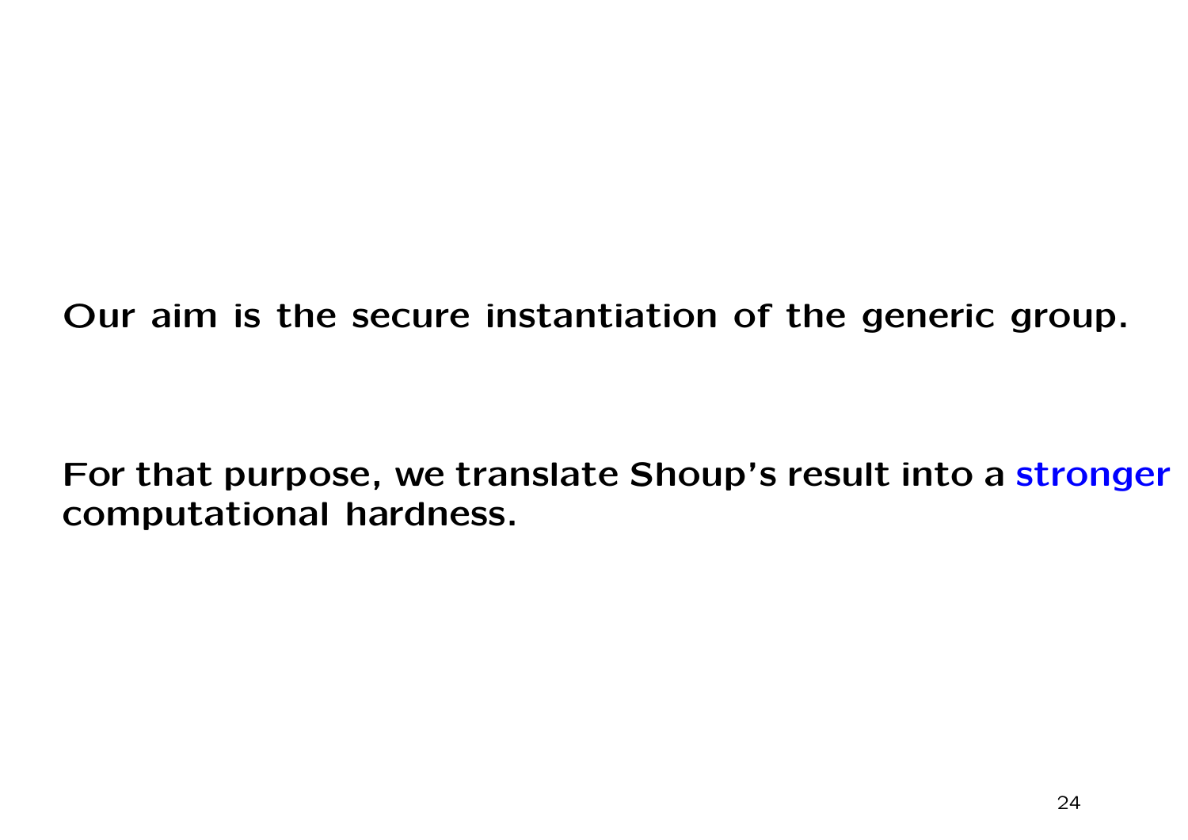**Our aim is the secure instantiation of the generic group.**

**For that purpose, we translate Shoup's result into a stronger computational hardness.**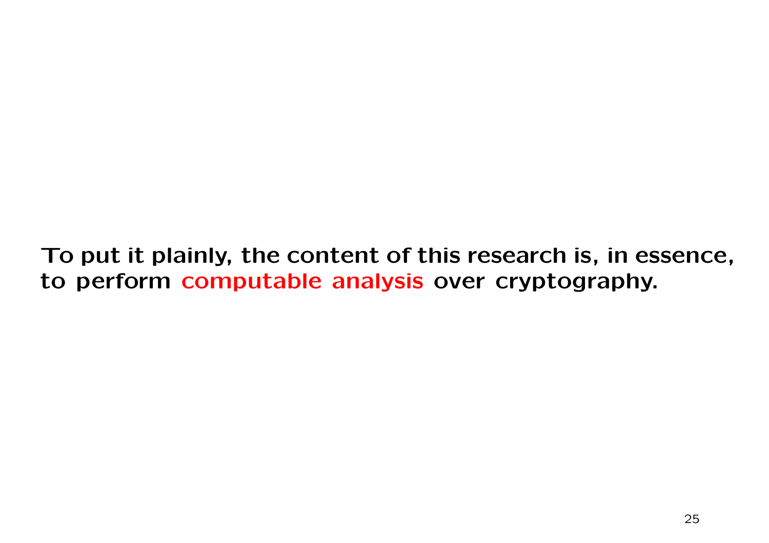**To put it plainly, the content of this research is, in essence, to perform computable analysis over cryptography.**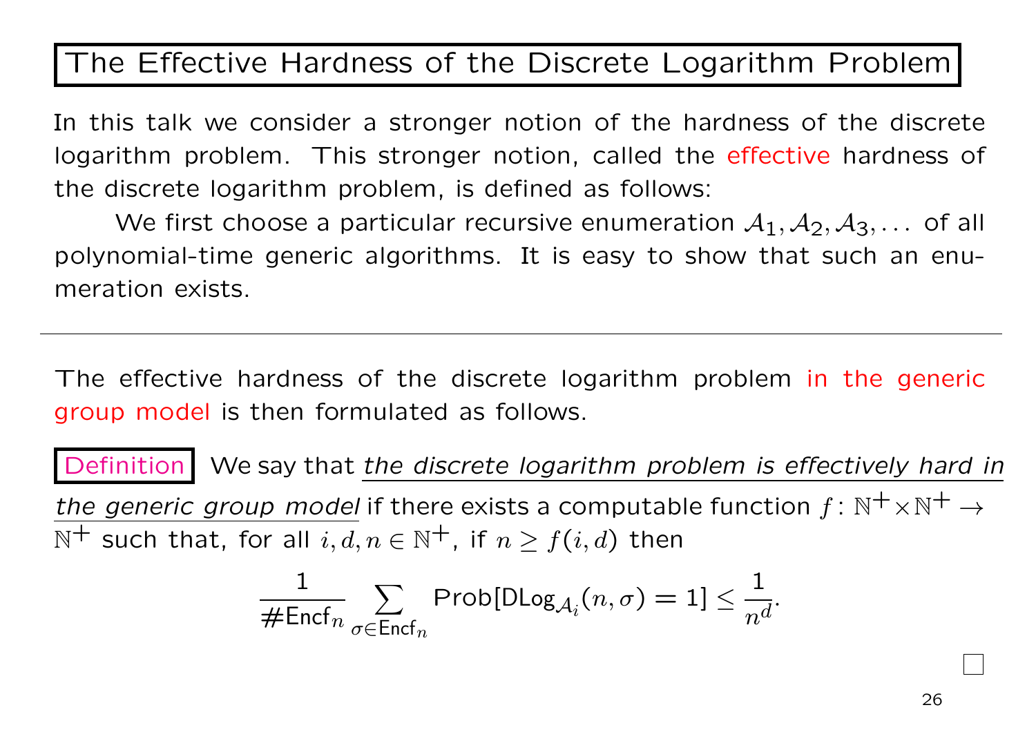# The Effective Hardness of the Discrete Logarithm Problem

In this talk we consider a stronger notion of the hardness of the discrete logarithm problem. This stronger notion, called the effective hardness of the discrete logarithm problem, is defined as follows:

We first choose a particular recursive enumeration $\mathcal{A}_1, \mathcal{A}_2, \mathcal{A}_3, \dots$ of all polynomial-time generic algorithms. It is easy to show that such an enumeration exists.

---

The effective hardness of the discrete logarithm problem in the generic group model is then formulated as follows.

**Definition** We say that *the discrete logarithm problem is effectively hard in the generic group model* if there exists a computable function $f\colon \mathbb{N}^+ \times \mathbb{N}^+ \to \mathbb{N}^+$ such that, for all $i, d, n \in \mathbb{N}^+$, if $n \geq f(i, d)$ then

$$\frac{1}{\#\mathsf{Encf}_n} \sum_{\sigma \in \mathsf{Encf}_n} \mathrm{Prob}[\mathsf{DLog}_{\mathcal{A}_i}(n, \sigma) = 1] \leq \frac{1}{n^d}.$$

□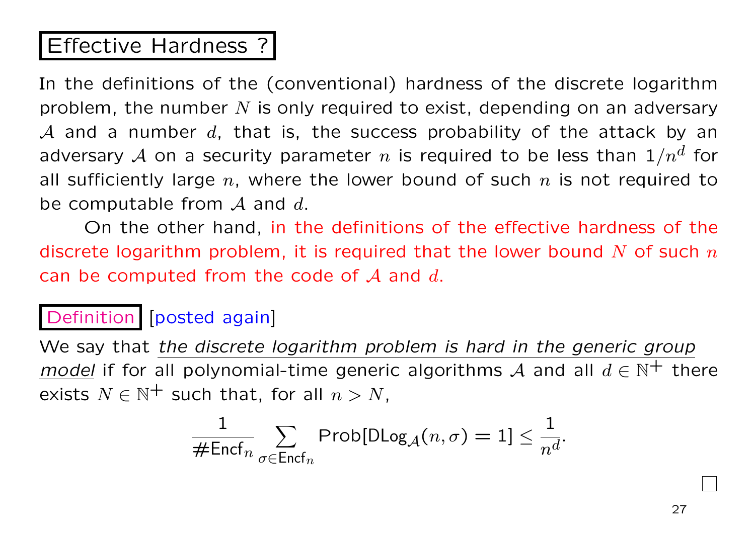## Effective Hardness ?

In the definitions of the (conventional) hardness of the discrete logarithm problem, the number $N$ is only required to exist, depending on an adversary $\mathcal{A}$ and a number $d$, that is, the success probability of the attack by an adversary $\mathcal{A}$ on a security parameter $n$ is required to be less than $1/n^d$ for all sufficiently large $n$, where the lower bound of such $n$ is not required to be computable from $\mathcal{A}$ and $d$.

On the other hand, in the definitions of the effective hardness of the discrete logarithm problem, it is required that the lower bound $N$ of such $n$ can be computed from the code of $\mathcal{A}$ and $d$.

**Definition** [posted again]

We say that *the discrete logarithm problem is hard in the generic group model* if for all polynomial-time generic algorithms $\mathcal{A}$ and all $d \in \mathbb{N}^+$ there exists $N \in \mathbb{N}^+$ such that, for all $n > N$,

$$\frac{1}{\#\mathsf{Encf}_n} \sum_{\sigma \in \mathsf{Encf}_n} \mathrm{Prob}[\mathsf{DLog}_{\mathcal{A}}(n, \sigma) = 1] \leq \frac{1}{n^d}.$$

□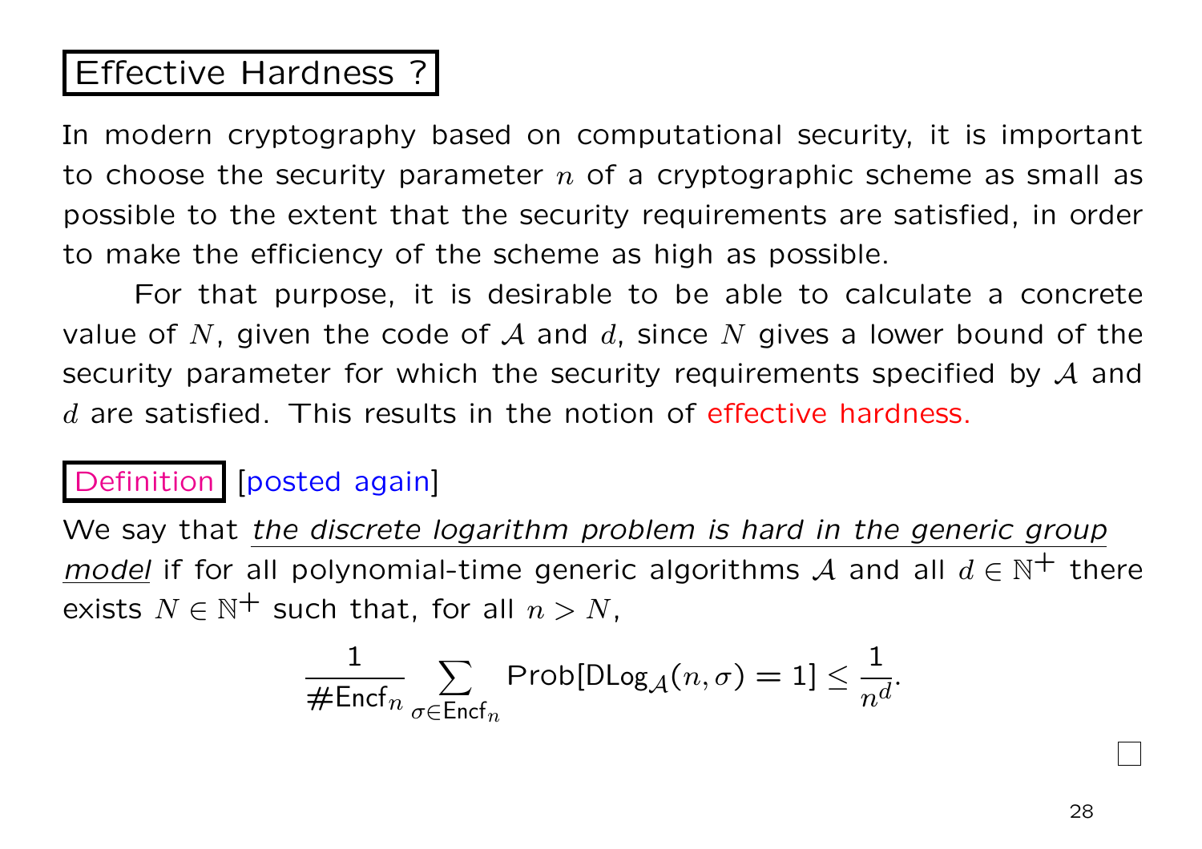# Effective Hardness ?

In modern cryptography based on computational security, it is important to choose the security parameter $n$ of a cryptographic scheme as small as possible to the extent that the security requirements are satisfied, in order to make the efficiency of the scheme as high as possible.

For that purpose, it is desirable to be able to calculate a concrete value of $N$, given the code of $\mathcal{A}$ and $d$, since $N$ gives a lower bound of the security parameter for which the security requirements specified by $\mathcal{A}$ and $d$ are satisfied. This results in the notion of effective hardness.

**Definition** [posted again]

We say that *the discrete logarithm problem is hard in the generic group model* if for all polynomial-time generic algorithms $\mathcal{A}$ and all $d \in \mathbb{N}^+$ there exists $N \in \mathbb{N}^+$ such that, for all $n > N$,

$$\frac{1}{\#\mathsf{Encf}_n} \sum_{\sigma \in \mathsf{Encf}_n} \mathsf{Prob}[\mathsf{DLog}_{\mathcal{A}}(n, \sigma) = 1] \leq \frac{1}{n^d}.$$

□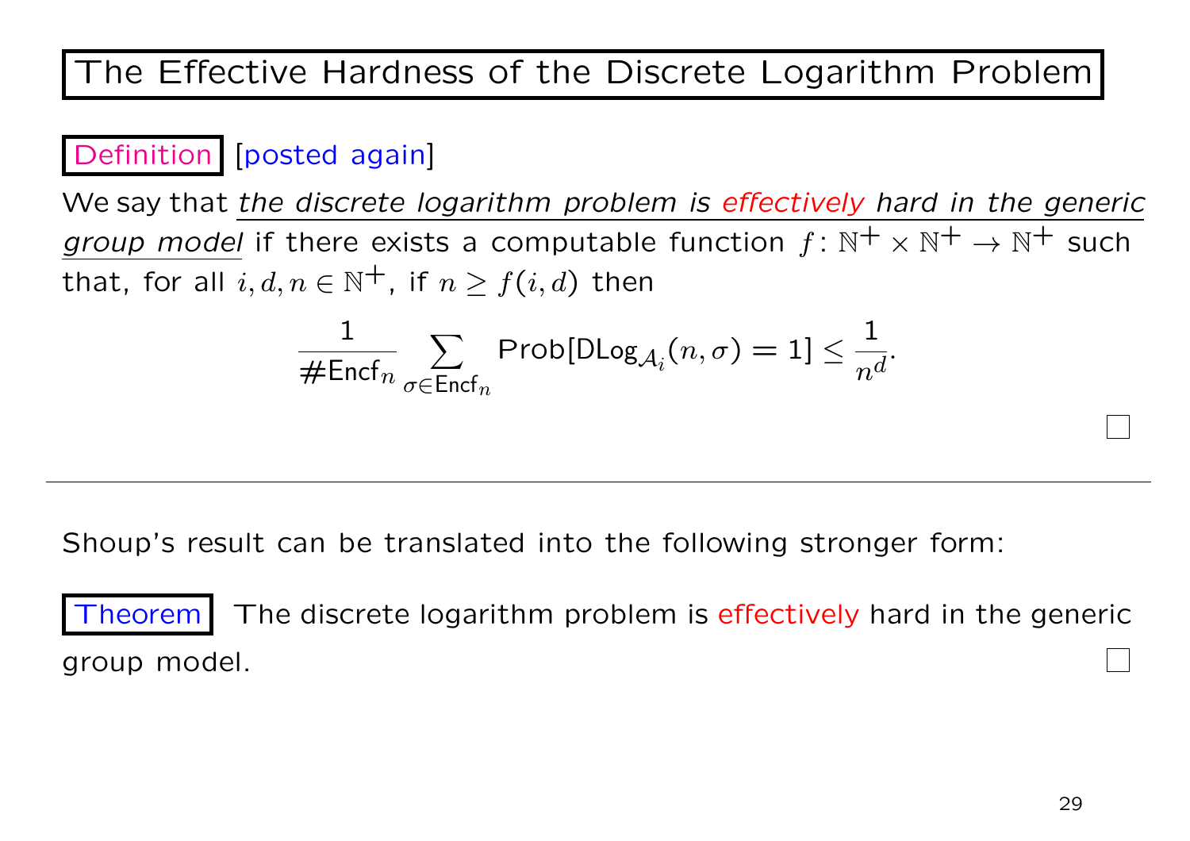# The Effective Hardness of the Discrete Logarithm Problem

**Definition** [posted again]

We say that *the discrete logarithm problem is effectively hard in the generic group model* if there exists a computable function $f \colon \mathbb{N}^+ \times \mathbb{N}^+ \to \mathbb{N}^+$ such that, for all $i, d, n \in \mathbb{N}^+$, if $n \geq f(i, d)$ then

$$\frac{1}{\#\mathsf{Encf}_n} \sum_{\sigma \in \mathsf{Encf}_n} \mathrm{Prob}[\mathsf{DLog}_{\mathcal{A}_i}(n, \sigma) = 1] \leq \frac{1}{n^d}.$$

□

---

Shoup's result can be translated into the following stronger form:

**Theorem** The discrete logarithm problem is effectively hard in the generic group model. □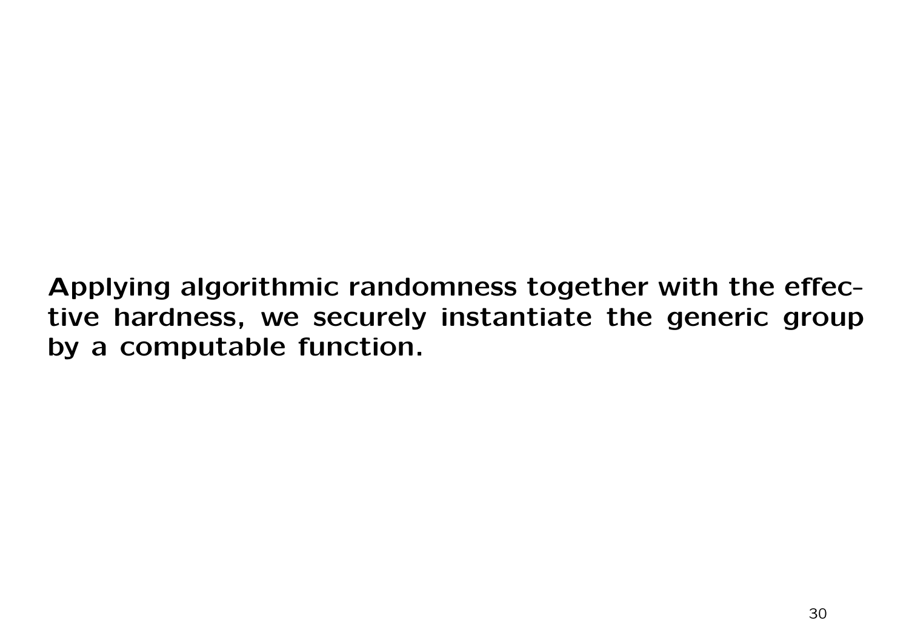**Applying algorithmic randomness together with the effective hardness, we securely instantiate the generic group by a computable function.**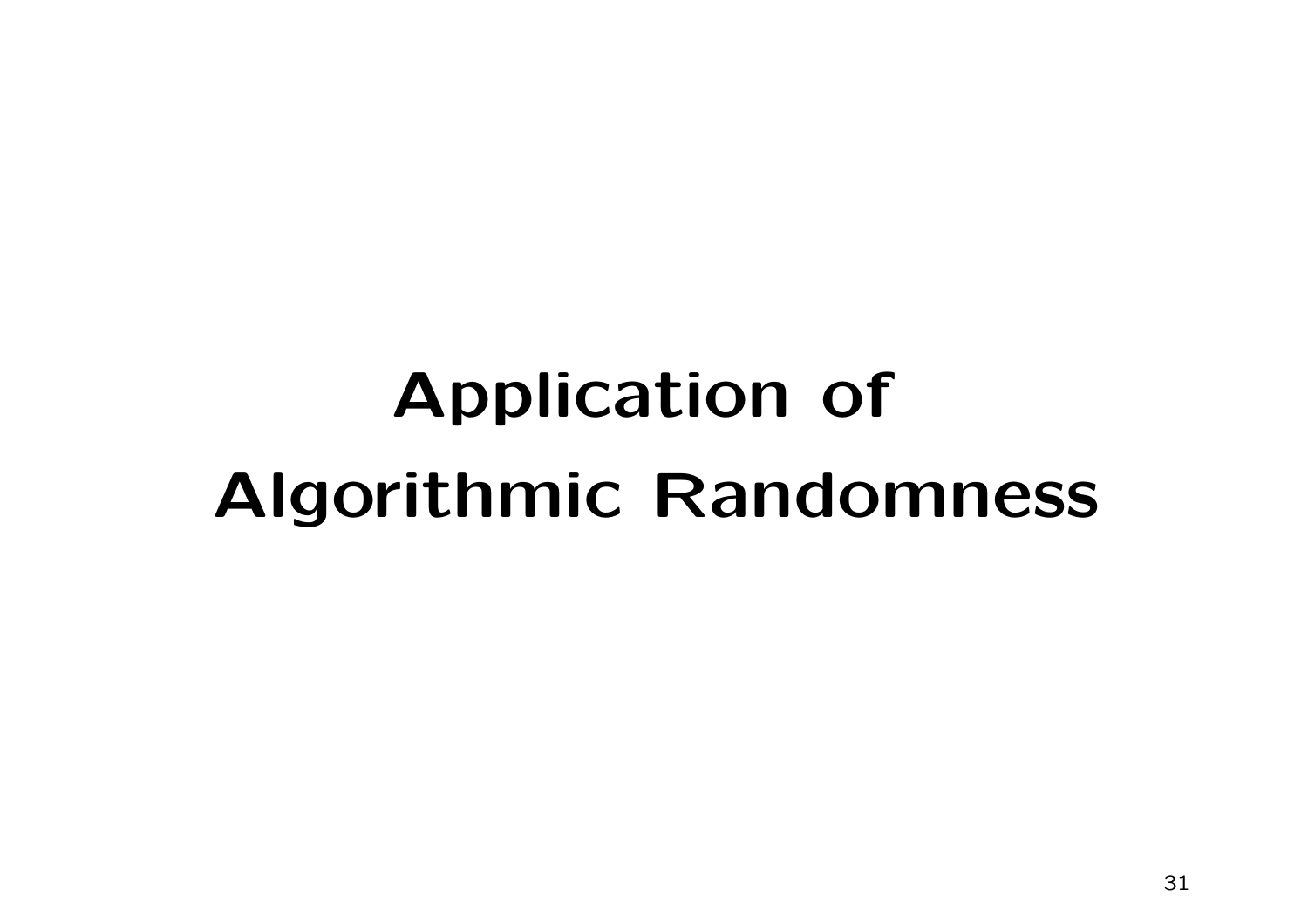# Application of Algorithmic Randomness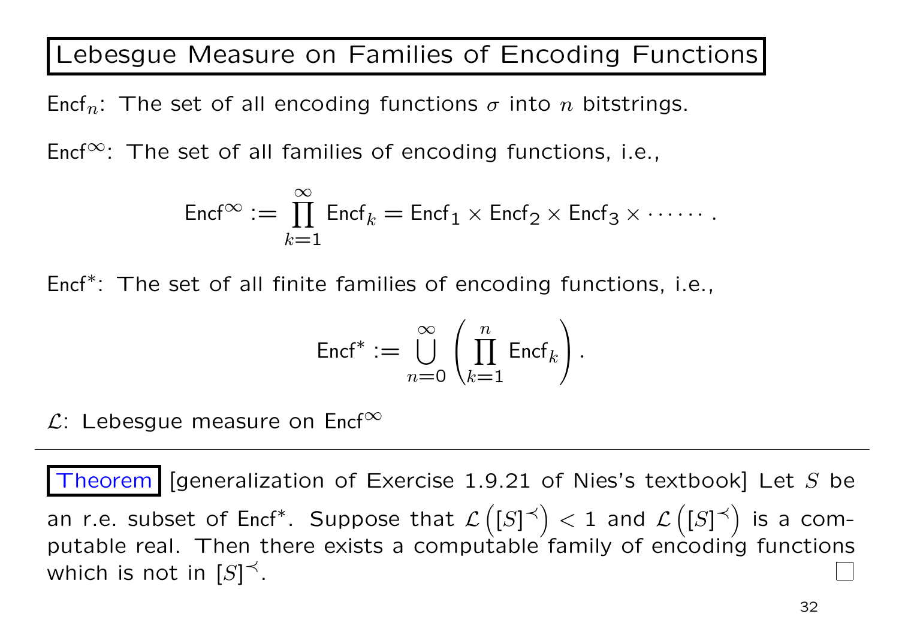# Lebesgue Measure on Families of Encoding Functions

$\mathsf{Encf}_n$: The set of all encoding functions $\sigma$ into $n$ bitstrings.

$\mathsf{Encf}^\infty$: The set of all families of encoding functions, i.e.,

$$\mathsf{Encf}^\infty := \prod_{k=1}^{\infty} \mathsf{Encf}_k = \mathsf{Encf}_1 \times \mathsf{Encf}_2 \times \mathsf{Encf}_3 \times \cdots\cdots .$$

$\mathsf{Encf}^*$: The set of all finite families of encoding functions, i.e.,

$$\mathsf{Encf}^* := \bigcup_{n=0}^{\infty} \left( \prod_{k=1}^{n} \mathsf{Encf}_k \right).$$

$\mathcal{L}$: Lebesgue measure on $\mathsf{Encf}^\infty$

---

**Theorem** [generalization of Exercise 1.9.21 of Nies's textbook] Let $S$ be an r.e. subset of $\mathsf{Encf}^*$. Suppose that $\mathcal{L}\left([S]^\prec\right) < 1$ and $\mathcal{L}\left([S]^\prec\right)$ is a computable real. Then there exists a computable family of encoding functions which is not in $[S]^\prec$. $\square$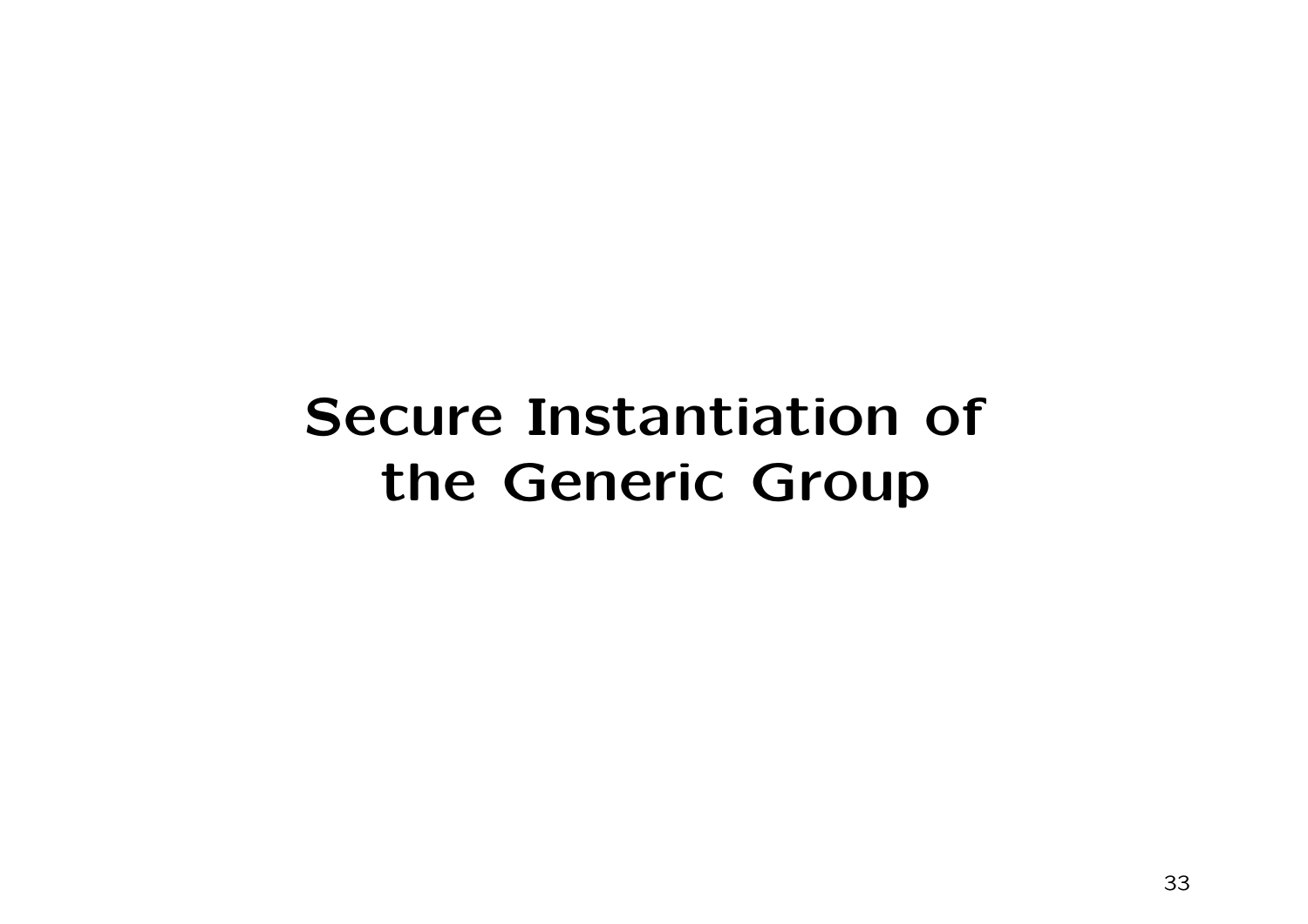# Secure Instantiation of the Generic Group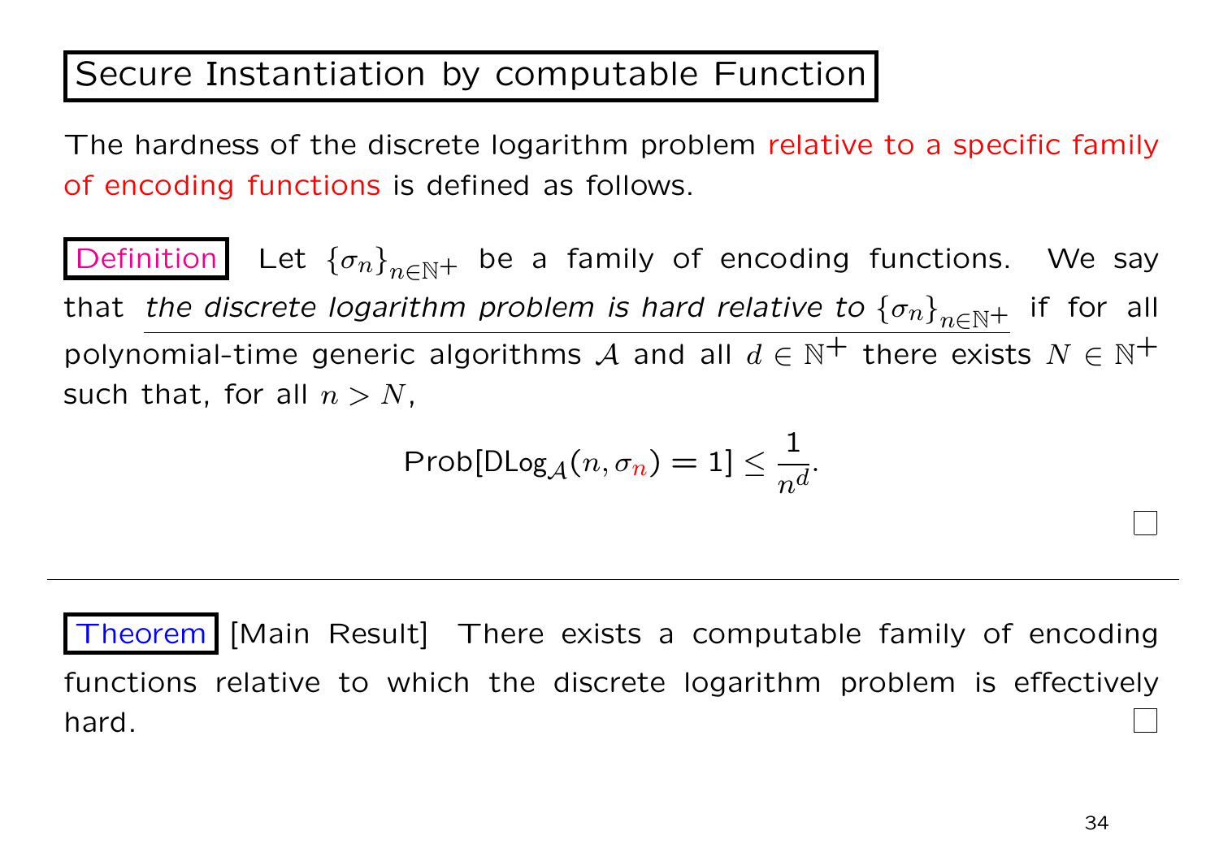# Secure Instantiation by computable Function

The hardness of the discrete logarithm problem relative to a specific family of encoding functions is defined as follows.

**Definition** Let $\{\sigma_n\}_{n\in\mathbb{N}^+}$ be a family of encoding functions. We say that *the discrete logarithm problem is hard relative to* $\{\sigma_n\}_{n\in\mathbb{N}^+}$ if for all polynomial-time generic algorithms $\mathcal{A}$ and all $d \in \mathbb{N}^+$ there exists $N \in \mathbb{N}^+$ such that, for all $n > N$,

$$\mathrm{Prob}[\mathrm{DLog}_{\mathcal{A}}(n, \sigma_n) = 1] \leq \frac{1}{n^d}.$$

□

---

**Theorem** [Main Result] There exists a computable family of encoding functions relative to which the discrete logarithm problem is effectively hard. □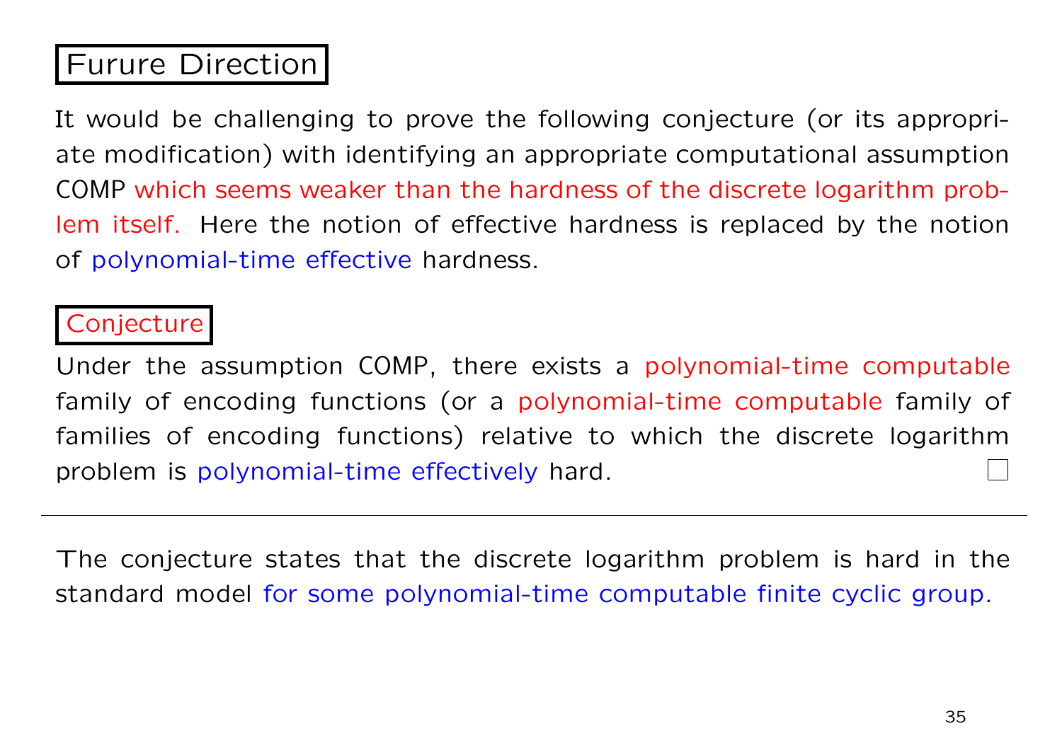## Furure Direction

It would be challenging to prove the following conjecture (or its appropriate modification) with identifying an appropriate computational assumption COMP which seems weaker than the hardness of the discrete logarithm problem itself. Here the notion of effective hardness is replaced by the notion of polynomial-time effective hardness.

**Conjecture**

Under the assumption COMP, there exists a polynomial-time computable family of encoding functions (or a polynomial-time computable family of families of encoding functions) relative to which the discrete logarithm problem is polynomial-time effectively hard. □

---

The conjecture states that the discrete logarithm problem is hard in the standard model for some polynomial-time computable finite cyclic group.